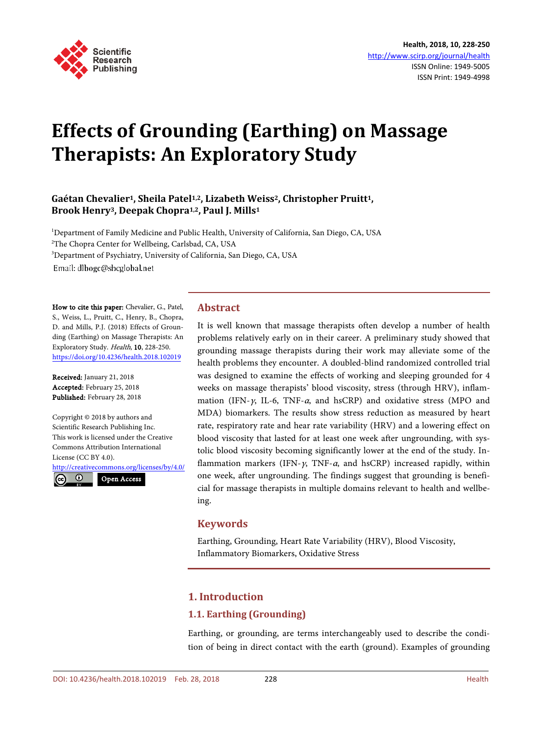# Effects of Grounding (Earthing) on Massage Therapists: An Exploratory Study

**Gaétan Chevalier[1], Sheila Patel[1,2], Lizabeth Weiss[2], Christopher Pruitt[1], Brook Henry[3], Deepak Chopra[1,2], Paul J. Mills[1]**

[1]Department of Family Medicine and Public Health, University of California, San Diego, CA, USA
[2]The Chopra Center for Wellbeing, Carlsbad, CA, USA
[3]Department of Psychiatry, University of California, San Diego, CA, USA
Email: dlbogc@sbcglobal.net

**How to cite this paper:** Chevalier, G., Patel, S., Weiss, L., Pruitt, C., Henry, B., Chopra, D. and Mills, P.J. (2018) Effects of Grounding (Earthing) on Massage Therapists: An Exploratory Study. *Health*, **10**, 228-250.
https://doi.org/10.4236/health.2018.102019

**Received:** January 21, 2018
**Accepted:** February 25, 2018
**Published:** February 28, 2018

Copyright © 2018 by authors and Scientific Research Publishing Inc.
This work is licensed under the Creative Commons Attribution International License (CC BY 4.0).
http://creativecommons.org/licenses/by/4.0/
Open Access

## Abstract

It is well known that massage therapists often develop a number of health problems relatively early on in their career. A preliminary study showed that grounding massage therapists during their work may alleviate some of the health problems they encounter. A doubled-blind randomized controlled trial was designed to examine the effects of working and sleeping grounded for 4 weeks on massage therapists' blood viscosity, stress (through HRV), inflammation (IFN-$\gamma$, IL-6, TNF-$\alpha$, and hsCRP) and oxidative stress (MPO and MDA) biomarkers. The results show stress reduction as measured by heart rate, respiratory rate and hear rate variability (HRV) and a lowering effect on blood viscosity that lasted for at least one week after ungrounding, with systolic blood viscosity becoming significantly lower at the end of the study. Inflammation markers (IFN-$\gamma$, TNF-$\alpha$, and hsCRP) increased rapidly, within one week, after ungrounding. The findings suggest that grounding is beneficial for massage therapists in multiple domains relevant to health and wellbeing.

## Keywords

Earthing, Grounding, Heart Rate Variability (HRV), Blood Viscosity, Inflammatory Biomarkers, Oxidative Stress

## 1. Introduction

### 1.1. Earthing (Grounding)

Earthing, or grounding, are terms interchangeably used to describe the condition of being in direct contact with the earth (ground). Examples of grounding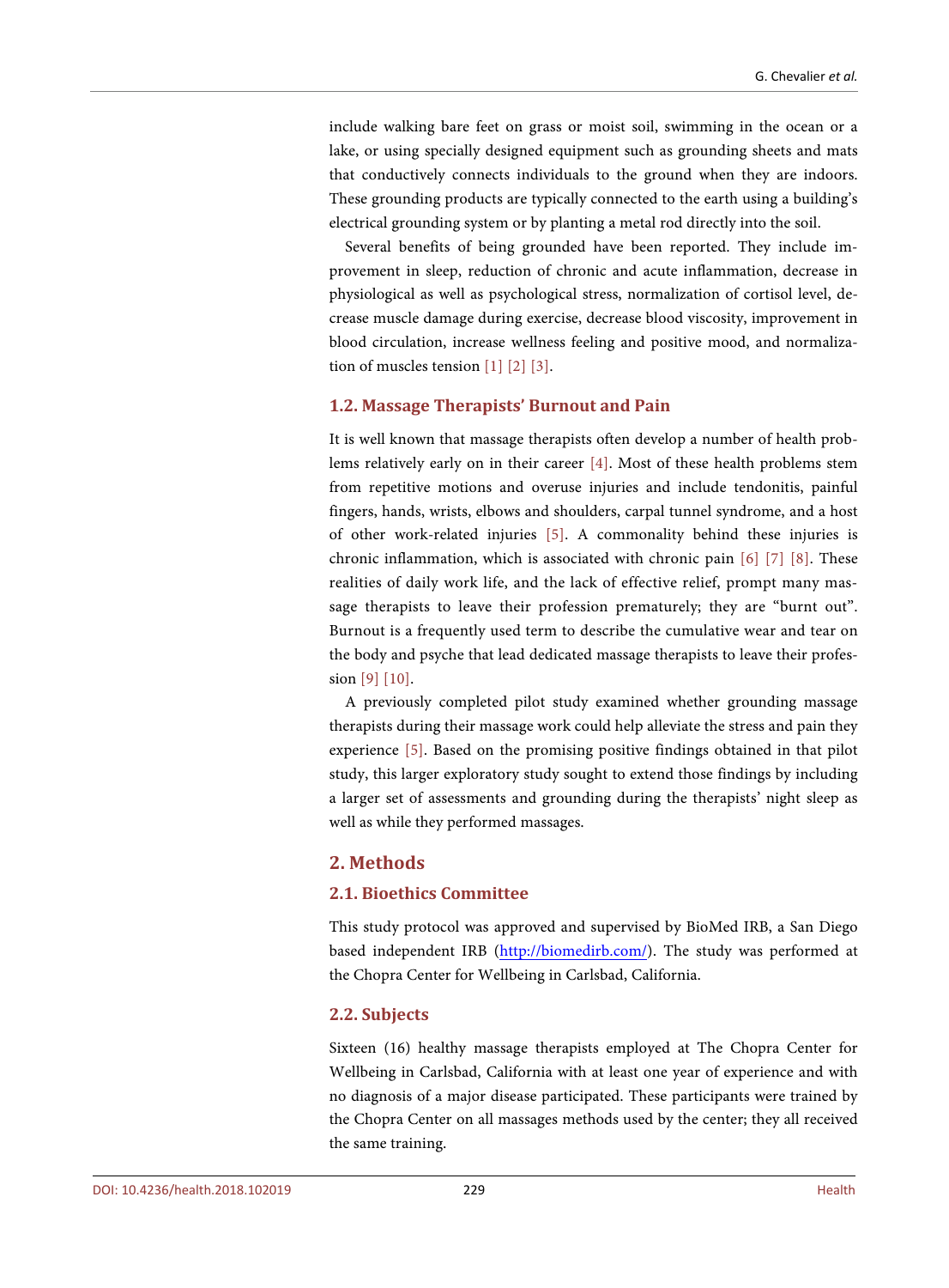include walking bare feet on grass or moist soil, swimming in the ocean or a lake, or using specially designed equipment such as grounding sheets and mats that conductively connects individuals to the ground when they are indoors. These grounding products are typically connected to the earth using a building's electrical grounding system or by planting a metal rod directly into the soil.

Several benefits of being grounded have been reported. They include improvement in sleep, reduction of chronic and acute inflammation, decrease in physiological as well as psychological stress, normalization of cortisol level, decrease muscle damage during exercise, decrease blood viscosity, improvement in blood circulation, increase wellness feeling and positive mood, and normalization of muscles tension [1] [2] [3].

### 1.2. Massage Therapists' Burnout and Pain

It is well known that massage therapists often develop a number of health problems relatively early on in their career [4]. Most of these health problems stem from repetitive motions and overuse injuries and include tendonitis, painful fingers, hands, wrists, elbows and shoulders, carpal tunnel syndrome, and a host of other work-related injuries [5]. A commonality behind these injuries is chronic inflammation, which is associated with chronic pain [6] [7] [8]. These realities of daily work life, and the lack of effective relief, prompt many massage therapists to leave their profession prematurely; they are "burnt out". Burnout is a frequently used term to describe the cumulative wear and tear on the body and psyche that lead dedicated massage therapists to leave their profession [9] [10].

A previously completed pilot study examined whether grounding massage therapists during their massage work could help alleviate the stress and pain they experience [5]. Based on the promising positive findings obtained in that pilot study, this larger exploratory study sought to extend those findings by including a larger set of assessments and grounding during the therapists' night sleep as well as while they performed massages.

## 2. Methods

### 2.1. Bioethics Committee

This study protocol was approved and supervised by BioMed IRB, a San Diego based independent IRB (http://biomedirb.com/). The study was performed at the Chopra Center for Wellbeing in Carlsbad, California.

### 2.2. Subjects

Sixteen (16) healthy massage therapists employed at The Chopra Center for Wellbeing in Carlsbad, California with at least one year of experience and with no diagnosis of a major disease participated. These participants were trained by the Chopra Center on all massages methods used by the center; they all received the same training.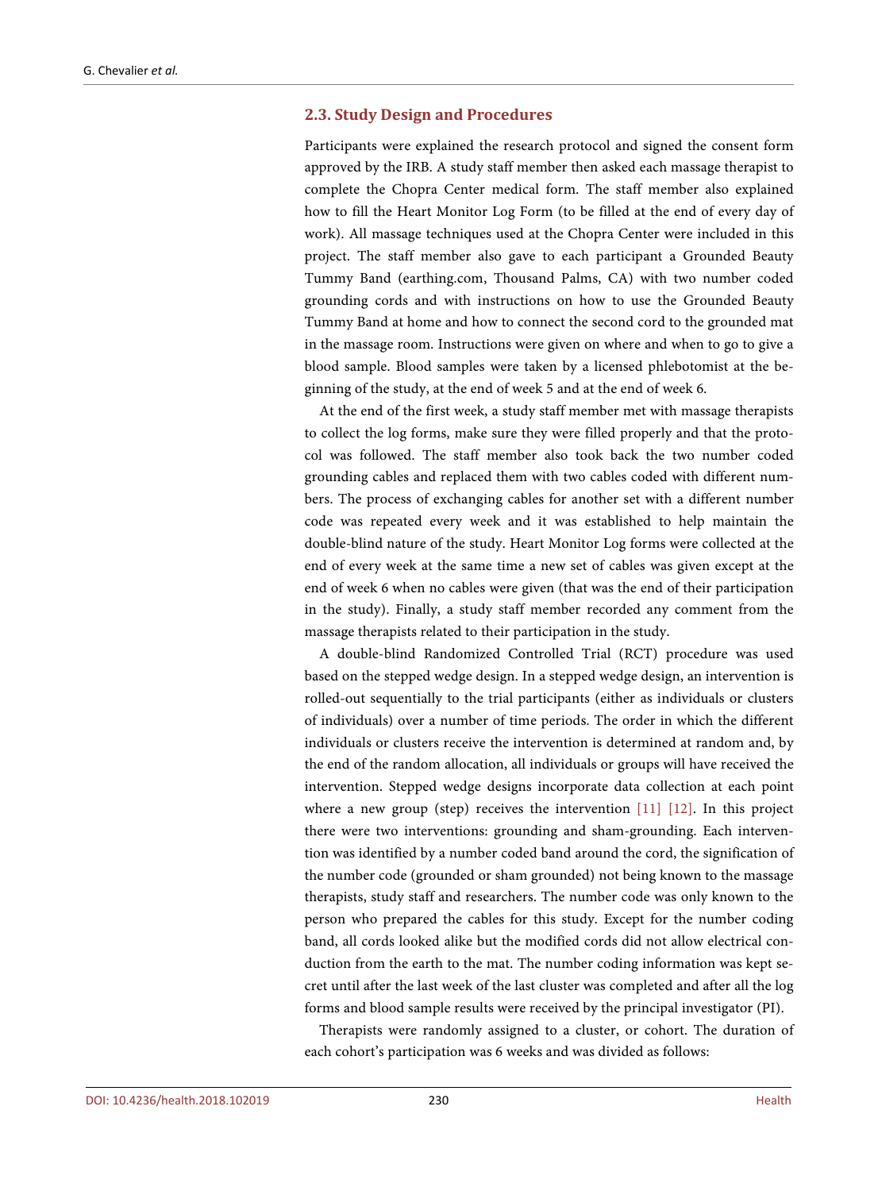### 2.3. Study Design and Procedures

Participants were explained the research protocol and signed the consent form approved by the IRB. A study staff member then asked each massage therapist to complete the Chopra Center medical form. The staff member also explained how to fill the Heart Monitor Log Form (to be filled at the end of every day of work). All massage techniques used at the Chopra Center were included in this project. The staff member also gave to each participant a Grounded Beauty Tummy Band (earthing.com, Thousand Palms, CA) with two number coded grounding cords and with instructions on how to use the Grounded Beauty Tummy Band at home and how to connect the second cord to the grounded mat in the massage room. Instructions were given on where and when to go to give a blood sample. Blood samples were taken by a licensed phlebotomist at the beginning of the study, at the end of week 5 and at the end of week 6.

At the end of the first week, a study staff member met with massage therapists to collect the log forms, make sure they were filled properly and that the protocol was followed. The staff member also took back the two number coded grounding cables and replaced them with two cables coded with different numbers. The process of exchanging cables for another set with a different number code was repeated every week and it was established to help maintain the double-blind nature of the study. Heart Monitor Log forms were collected at the end of every week at the same time a new set of cables was given except at the end of week 6 when no cables were given (that was the end of their participation in the study). Finally, a study staff member recorded any comment from the massage therapists related to their participation in the study.

A double-blind Randomized Controlled Trial (RCT) procedure was used based on the stepped wedge design. In a stepped wedge design, an intervention is rolled-out sequentially to the trial participants (either as individuals or clusters of individuals) over a number of time periods. The order in which the different individuals or clusters receive the intervention is determined at random and, by the end of the random allocation, all individuals or groups will have received the intervention. Stepped wedge designs incorporate data collection at each point where a new group (step) receives the intervention [11] [12]. In this project there were two interventions: grounding and sham-grounding. Each intervention was identified by a number coded band around the cord, the signification of the number code (grounded or sham grounded) not being known to the massage therapists, study staff and researchers. The number code was only known to the person who prepared the cables for this study. Except for the number coding band, all cords looked alike but the modified cords did not allow electrical conduction from the earth to the mat. The number coding information was kept secret until after the last week of the last cluster was completed and after all the log forms and blood sample results were received by the principal investigator (PI).

Therapists were randomly assigned to a cluster, or cohort. The duration of each cohort's participation was 6 weeks and was divided as follows: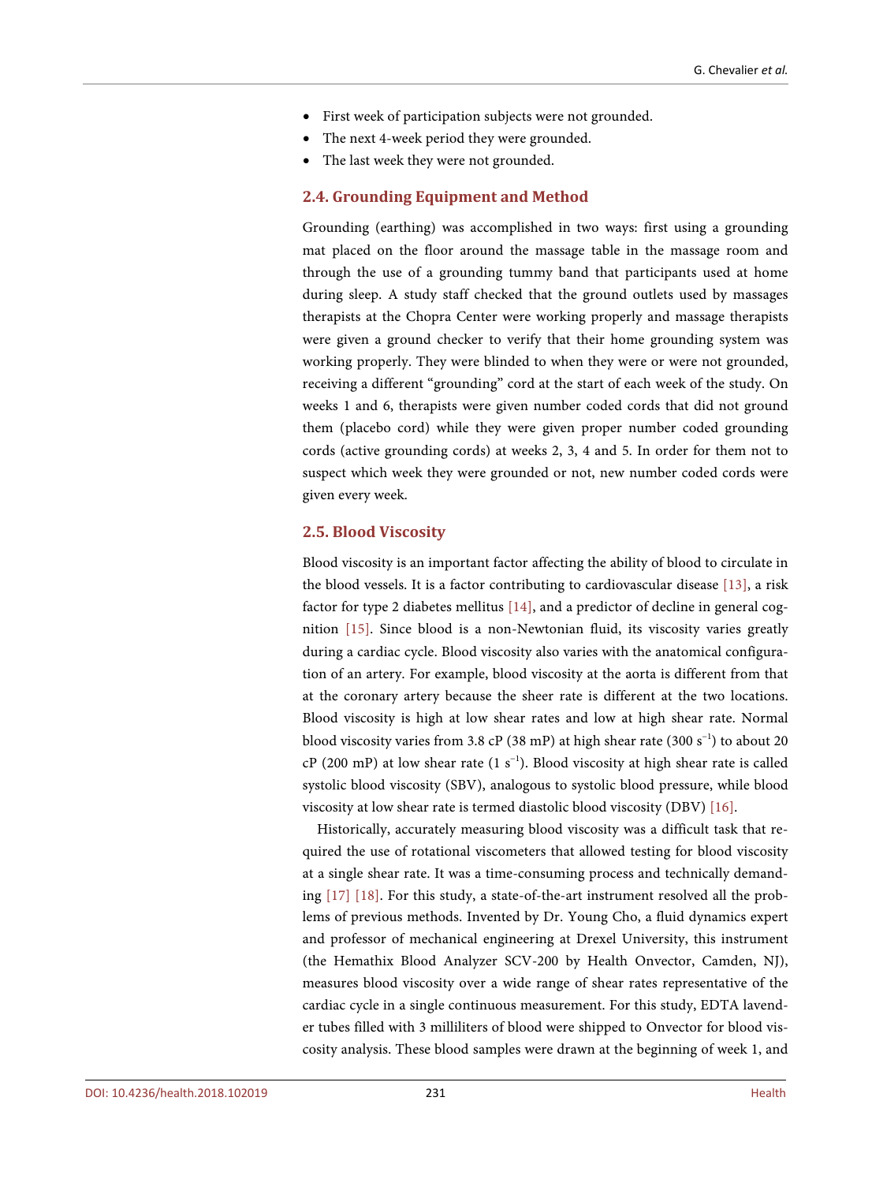- First week of participation subjects were not grounded.
- The next 4-week period they were grounded.
- The last week they were not grounded.

## 2.4. Grounding Equipment and Method

Grounding (earthing) was accomplished in two ways: first using a grounding mat placed on the floor around the massage table in the massage room and through the use of a grounding tummy band that participants used at home during sleep. A study staff checked that the ground outlets used by massages therapists at the Chopra Center were working properly and massage therapists were given a ground checker to verify that their home grounding system was working properly. They were blinded to when they were or were not grounded, receiving a different "grounding" cord at the start of each week of the study. On weeks 1 and 6, therapists were given number coded cords that did not ground them (placebo cord) while they were given proper number coded grounding cords (active grounding cords) at weeks 2, 3, 4 and 5. In order for them not to suspect which week they were grounded or not, new number coded cords were given every week.

## 2.5. Blood Viscosity

Blood viscosity is an important factor affecting the ability of blood to circulate in the blood vessels. It is a factor contributing to cardiovascular disease [13], a risk factor for type 2 diabetes mellitus [14], and a predictor of decline in general cognition [15]. Since blood is a non-Newtonian fluid, its viscosity varies greatly during a cardiac cycle. Blood viscosity also varies with the anatomical configuration of an artery. For example, blood viscosity at the aorta is different from that at the coronary artery because the sheer rate is different at the two locations. Blood viscosity is high at low shear rates and low at high shear rate. Normal blood viscosity varies from 3.8 cP (38 mP) at high shear rate (300 $s^{-1}$) to about 20 cP (200 mP) at low shear rate (1 $s^{-1}$). Blood viscosity at high shear rate is called systolic blood viscosity (SBV), analogous to systolic blood pressure, while blood viscosity at low shear rate is termed diastolic blood viscosity (DBV) [16].

Historically, accurately measuring blood viscosity was a difficult task that required the use of rotational viscometers that allowed testing for blood viscosity at a single shear rate. It was a time-consuming process and technically demanding [17] [18]. For this study, a state-of-the-art instrument resolved all the problems of previous methods. Invented by Dr. Young Cho, a fluid dynamics expert and professor of mechanical engineering at Drexel University, this instrument (the Hemathix Blood Analyzer SCV-200 by Health Onvector, Camden, NJ), measures blood viscosity over a wide range of shear rates representative of the cardiac cycle in a single continuous measurement. For this study, EDTA lavender tubes filled with 3 milliliters of blood were shipped to Onvector for blood viscosity analysis. These blood samples were drawn at the beginning of week 1, and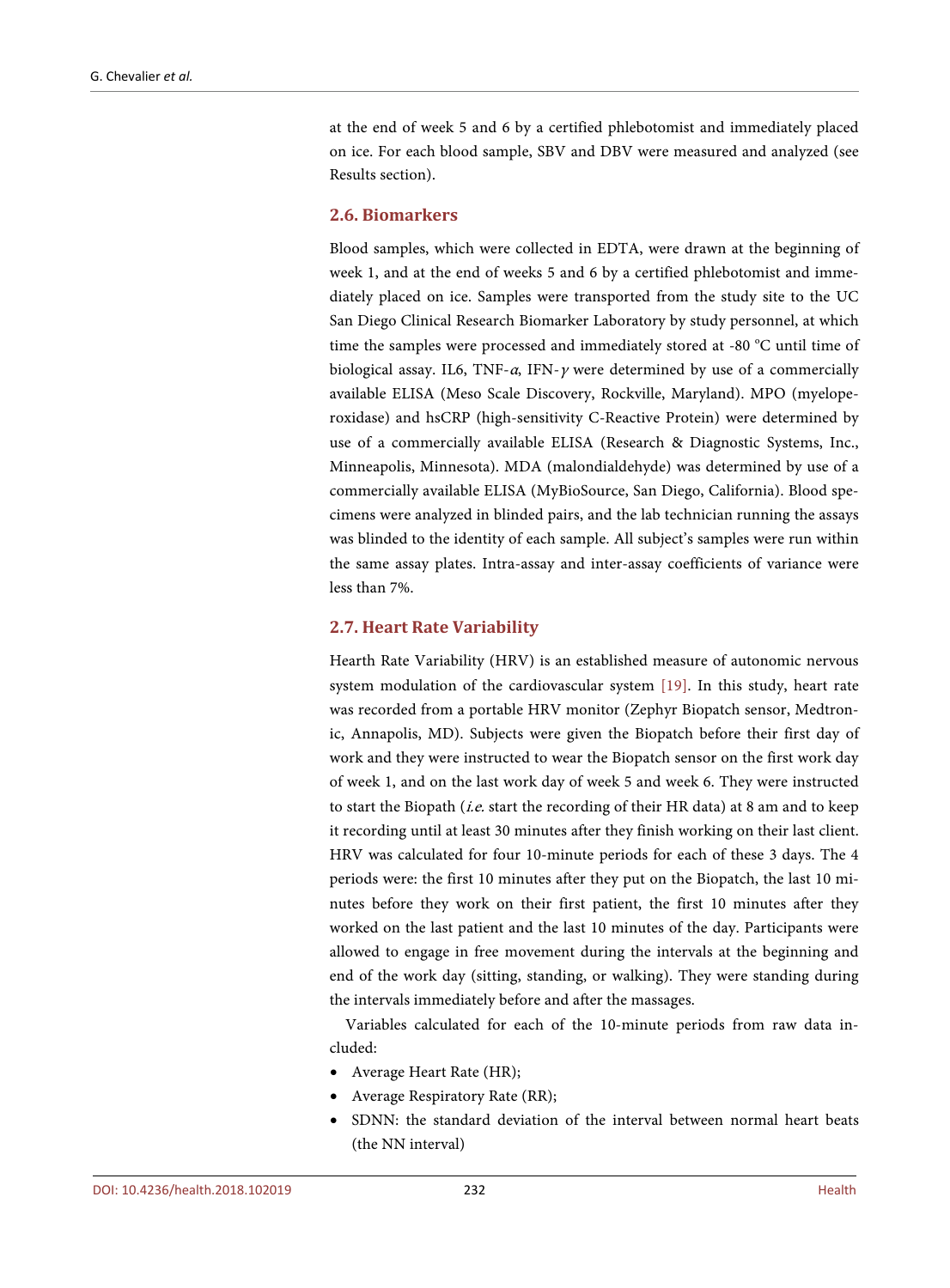at the end of week 5 and 6 by a certified phlebotomist and immediately placed on ice. For each blood sample, SBV and DBV were measured and analyzed (see Results section).

### 2.6. Biomarkers

Blood samples, which were collected in EDTA, were drawn at the beginning of week 1, and at the end of weeks 5 and 6 by a certified phlebotomist and immediately placed on ice. Samples were transported from the study site to the UC San Diego Clinical Research Biomarker Laboratory by study personnel, at which time the samples were processed and immediately stored at -80 °C until time of biological assay. IL6, TNF-*α*, IFN-*γ* were determined by use of a commercially available ELISA (Meso Scale Discovery, Rockville, Maryland). MPO (myeloperoxidase) and hsCRP (high-sensitivity C-Reactive Protein) were determined by use of a commercially available ELISA (Research & Diagnostic Systems, Inc., Minneapolis, Minnesota). MDA (malondialdehyde) was determined by use of a commercially available ELISA (MyBioSource, San Diego, California). Blood specimens were analyzed in blinded pairs, and the lab technician running the assays was blinded to the identity of each sample. All subject's samples were run within the same assay plates. Intra-assay and inter-assay coefficients of variance were less than 7%.

### 2.7. Heart Rate Variability

Hearth Rate Variability (HRV) is an established measure of autonomic nervous system modulation of the cardiovascular system [19]. In this study, heart rate was recorded from a portable HRV monitor (Zephyr Biopatch sensor, Medtronic, Annapolis, MD). Subjects were given the Biopatch before their first day of work and they were instructed to wear the Biopatch sensor on the first work day of week 1, and on the last work day of week 5 and week 6. They were instructed to start the Biopath (*i.e.* start the recording of their HR data) at 8 am and to keep it recording until at least 30 minutes after they finish working on their last client. HRV was calculated for four 10-minute periods for each of these 3 days. The 4 periods were: the first 10 minutes after they put on the Biopatch, the last 10 minutes before they work on their first patient, the first 10 minutes after they worked on the last patient and the last 10 minutes of the day. Participants were allowed to engage in free movement during the intervals at the beginning and end of the work day (sitting, standing, or walking). They were standing during the intervals immediately before and after the massages.

Variables calculated for each of the 10-minute periods from raw data included:

- Average Heart Rate (HR);
- Average Respiratory Rate (RR);
- SDNN: the standard deviation of the interval between normal heart beats (the NN interval)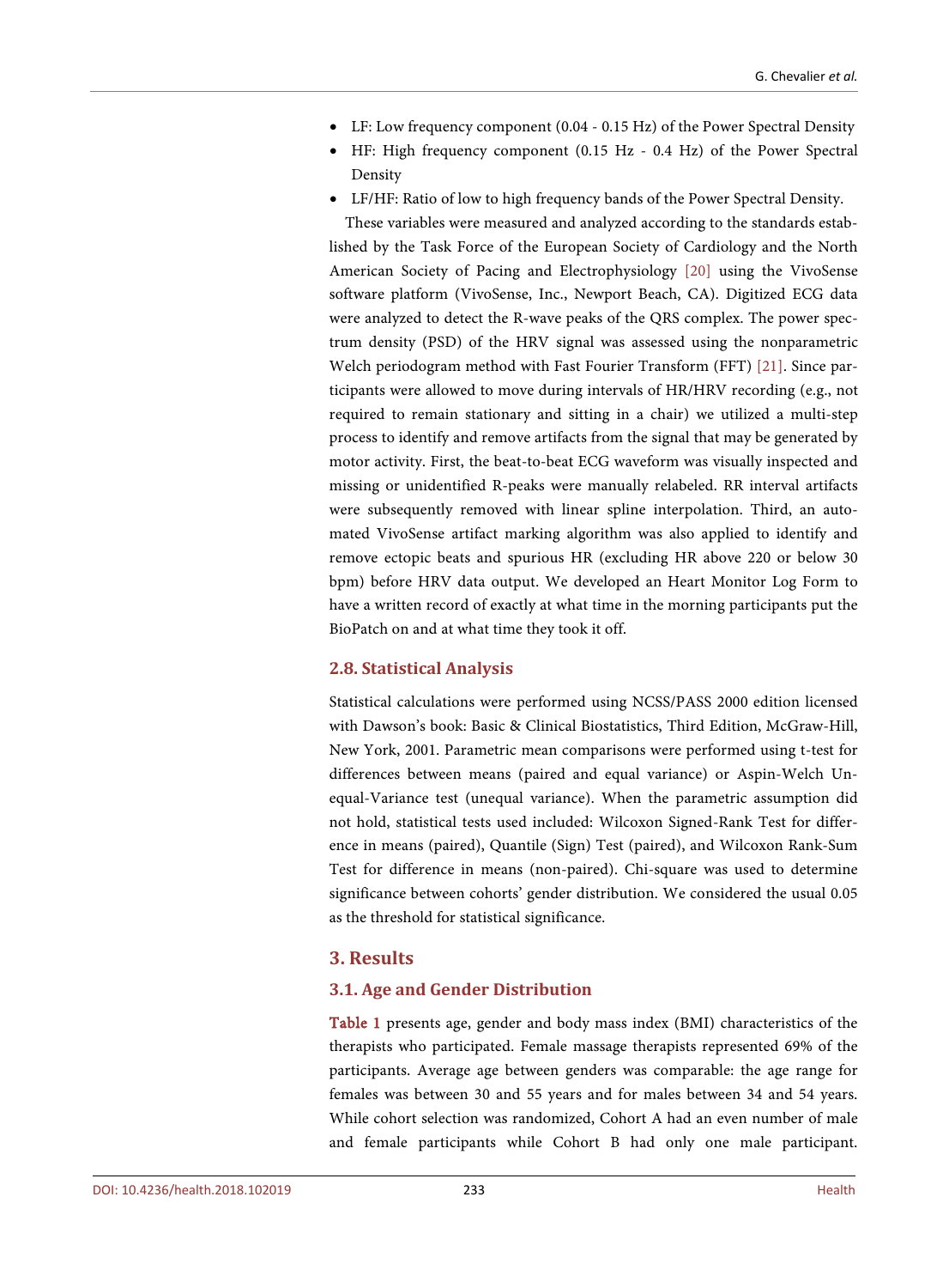- LF: Low frequency component (0.04 - 0.15 Hz) of the Power Spectral Density
- HF: High frequency component (0.15 Hz - 0.4 Hz) of the Power Spectral Density
- LF/HF: Ratio of low to high frequency bands of the Power Spectral Density.

These variables were measured and analyzed according to the standards established by the Task Force of the European Society of Cardiology and the North American Society of Pacing and Electrophysiology [20] using the VivoSense software platform (VivoSense, Inc., Newport Beach, CA). Digitized ECG data were analyzed to detect the R-wave peaks of the QRS complex. The power spectrum density (PSD) of the HRV signal was assessed using the nonparametric Welch periodogram method with Fast Fourier Transform (FFT) [21]. Since participants were allowed to move during intervals of HR/HRV recording (e.g., not required to remain stationary and sitting in a chair) we utilized a multi-step process to identify and remove artifacts from the signal that may be generated by motor activity. First, the beat-to-beat ECG waveform was visually inspected and missing or unidentified R-peaks were manually relabeled. RR interval artifacts were subsequently removed with linear spline interpolation. Third, an automated VivoSense artifact marking algorithm was also applied to identify and remove ectopic beats and spurious HR (excluding HR above 220 or below 30 bpm) before HRV data output. We developed an Heart Monitor Log Form to have a written record of exactly at what time in the morning participants put the BioPatch on and at what time they took it off.

### 2.8. Statistical Analysis

Statistical calculations were performed using NCSS/PASS 2000 edition licensed with Dawson's book: Basic & Clinical Biostatistics, Third Edition, McGraw-Hill, New York, 2001. Parametric mean comparisons were performed using t-test for differences between means (paired and equal variance) or Aspin-Welch Unequal-Variance test (unequal variance). When the parametric assumption did not hold, statistical tests used included: Wilcoxon Signed-Rank Test for difference in means (paired), Quantile (Sign) Test (paired), and Wilcoxon Rank-Sum Test for difference in means (non-paired). Chi-square was used to determine significance between cohorts' gender distribution. We considered the usual 0.05 as the threshold for statistical significance.

## 3. Results

### 3.1. Age and Gender Distribution

Table 1 presents age, gender and body mass index (BMI) characteristics of the therapists who participated. Female massage therapists represented 69% of the participants. Average age between genders was comparable: the age range for females was between 30 and 55 years and for males between 34 and 54 years. While cohort selection was randomized, Cohort A had an even number of male and female participants while Cohort B had only one male participant.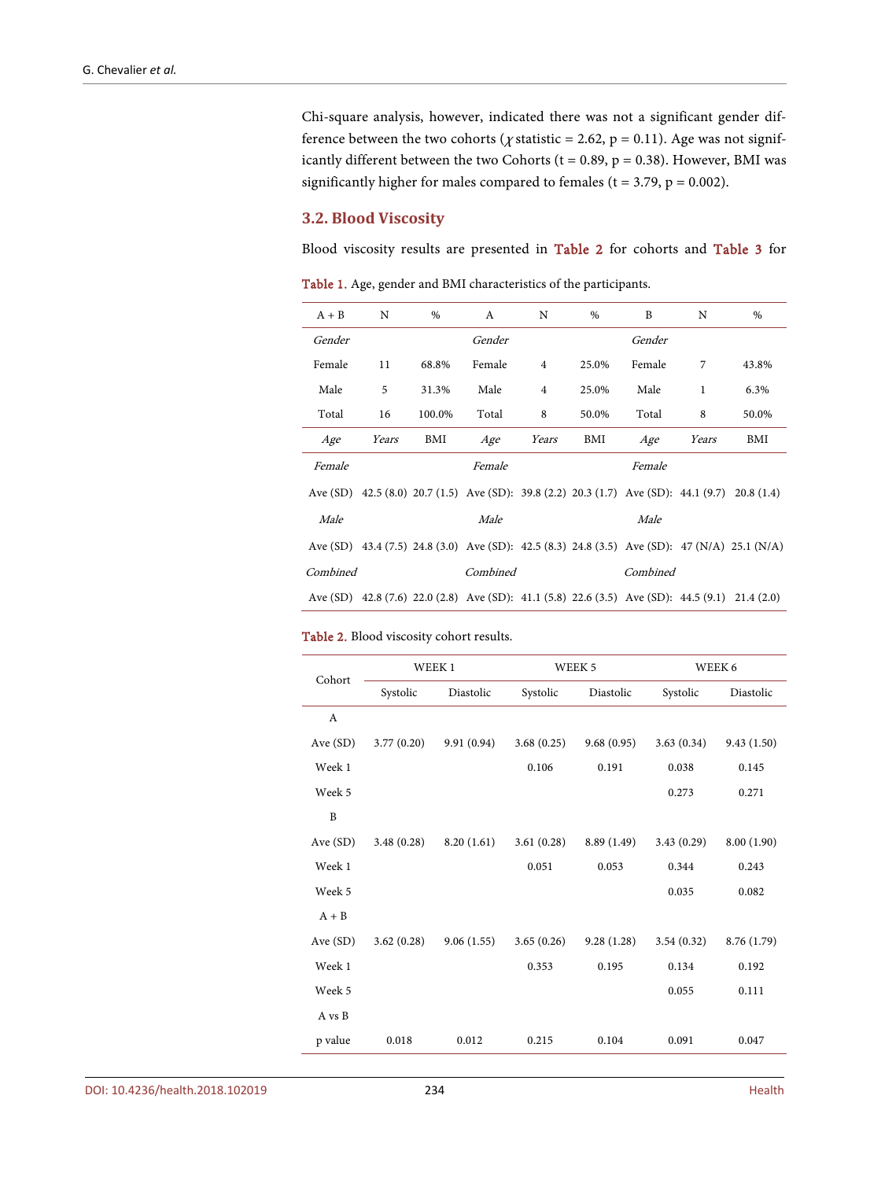Chi-square analysis, however, indicated there was not a significant gender difference between the two cohorts ($\chi$ statistic = 2.62, p = 0.11). Age was not significantly different between the two Cohorts (t = 0.89, p = 0.38). However, BMI was significantly higher for males compared to females (t = 3.79, p = 0.002).

### 3.2. Blood Viscosity

Blood viscosity results are presented in Table 2 for cohorts and Table 3 for

Table 1. Age, gender and BMI characteristics of the participants.

| A + B | N | % | A | N | % | B | N | % |
|---|---|---|---|---|---|---|---|---|
| *Gender* | | | *Gender* | | | *Gender* | | |
| Female | 11 | 68.8% | Female | 4 | 25.0% | Female | 7 | 43.8% |
| Male | 5 | 31.3% | Male | 4 | 25.0% | Male | 1 | 6.3% |
| Total | 16 | 100.0% | Total | 8 | 50.0% | Total | 8 | 50.0% |
| *Age* | *Years* | BMI | *Age* | *Years* | BMI | *Age* | *Years* | BMI |
| *Female* | | | *Female* | | | *Female* | | |
| Ave (SD) | 42.5 (8.0) | 20.7 (1.5) | Ave (SD): | 39.8 (2.2) | 20.3 (1.7) | Ave (SD): | 44.1 (9.7) | 20.8 (1.4) |
| *Male* | | | *Male* | | | *Male* | | |
| Ave (SD) | 43.4 (7.5) | 24.8 (3.0) | Ave (SD): | 42.5 (8.3) | 24.8 (3.5) | Ave (SD): | 47 (N/A) | 25.1 (N/A) |
| *Combined* | | | *Combined* | | | *Combined* | | |
| Ave (SD) | 42.8 (7.6) | 22.0 (2.8) | Ave (SD): | 41.1 (5.8) | 22.6 (3.5) | Ave (SD): | 44.5 (9.1) | 21.4 (2.0) |

Table 2. Blood viscosity cohort results.

| Cohort | WEEK 1 | | WEEK 5 | | WEEK 6 | |
|---|---|---|---|---|---|---|
| | Systolic | Diastolic | Systolic | Diastolic | Systolic | Diastolic |
| A | | | | | | |
| Ave (SD) | 3.77 (0.20) | 9.91 (0.94) | 3.68 (0.25) | 9.68 (0.95) | 3.63 (0.34) | 9.43 (1.50) |
| Week 1 | | | 0.106 | 0.191 | 0.038 | 0.145 |
| Week 5 | | | | | 0.273 | 0.271 |
| B | | | | | | |
| Ave (SD) | 3.48 (0.28) | 8.20 (1.61) | 3.61 (0.28) | 8.89 (1.49) | 3.43 (0.29) | 8.00 (1.90) |
| Week 1 | | | 0.051 | 0.053 | 0.344 | 0.243 |
| Week 5 | | | | | 0.035 | 0.082 |
| A + B | | | | | | |
| Ave (SD) | 3.62 (0.28) | 9.06 (1.55) | 3.65 (0.26) | 9.28 (1.28) | 3.54 (0.32) | 8.76 (1.79) |
| Week 1 | | | 0.353 | 0.195 | 0.134 | 0.192 |
| Week 5 | | | | | 0.055 | 0.111 |
| A vs B | | | | | | |
| p value | 0.018 | 0.012 | 0.215 | 0.104 | 0.091 | 0.047 |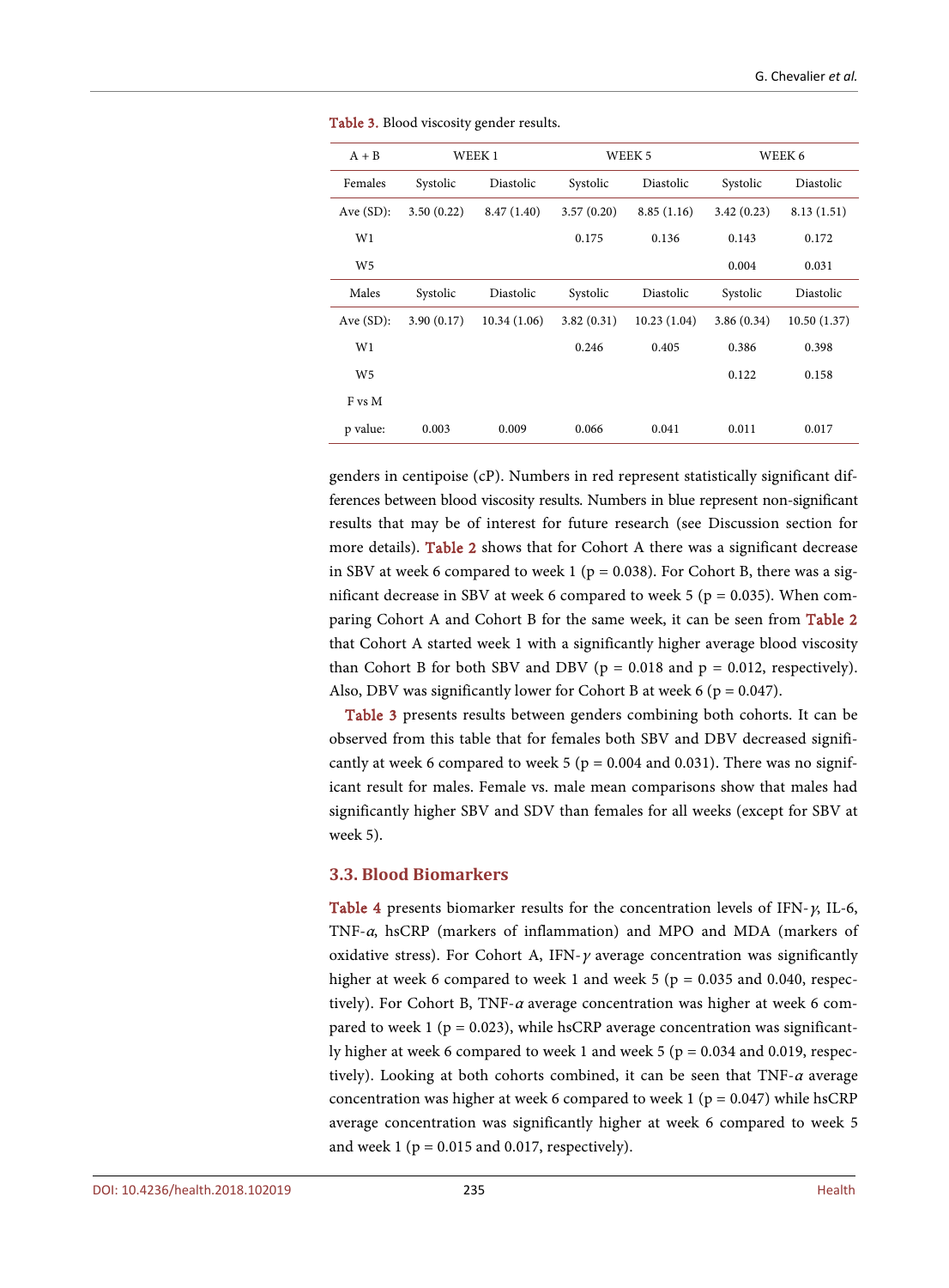Table 3. Blood viscosity gender results.

| A + B | WEEK 1 | | WEEK 5 | | WEEK 6 | |
|---|---|---|---|---|---|---|
| Females | Systolic | Diastolic | Systolic | Diastolic | Systolic | Diastolic |
| Ave (SD): | 3.50 (0.22) | 8.47 (1.40) | 3.57 (0.20) | 8.85 (1.16) | 3.42 (0.23) | 8.13 (1.51) |
| W1 | | | 0.175 | 0.136 | 0.143 | 0.172 |
| W5 | | | | | 0.004 | 0.031 |
| Males | Systolic | Diastolic | Systolic | Diastolic | Systolic | Diastolic |
| Ave (SD): | 3.90 (0.17) | 10.34 (1.06) | 3.82 (0.31) | 10.23 (1.04) | 3.86 (0.34) | 10.50 (1.37) |
| W1 | | | 0.246 | 0.405 | 0.386 | 0.398 |
| W5 | | | | | 0.122 | 0.158 |
| F vs M | | | | | | |
| p value: | 0.003 | 0.009 | 0.066 | 0.041 | 0.011 | 0.017 |

genders in centipoise (cP). Numbers in red represent statistically significant differences between blood viscosity results. Numbers in blue represent non-significant results that may be of interest for future research (see Discussion section for more details). Table 2 shows that for Cohort A there was a significant decrease in SBV at week 6 compared to week 1 ($p = 0.038$). For Cohort B, there was a significant decrease in SBV at week 6 compared to week 5 ($p = 0.035$). When comparing Cohort A and Cohort B for the same week, it can be seen from Table 2 that Cohort A started week 1 with a significantly higher average blood viscosity than Cohort B for both SBV and DBV ($p = 0.018$ and $p = 0.012$, respectively). Also, DBV was significantly lower for Cohort B at week 6 ($p = 0.047$).

Table 3 presents results between genders combining both cohorts. It can be observed from this table that for females both SBV and DBV decreased significantly at week 6 compared to week 5 ($p = 0.004$ and 0.031). There was no significant result for males. Female vs. male mean comparisons show that males had significantly higher SBV and SDV than females for all weeks (except for SBV at week 5).

### 3.3. Blood Biomarkers

Table 4 presents biomarker results for the concentration levels of IFN-$\gamma$, IL-6, TNF-$\alpha$, hsCRP (markers of inflammation) and MPO and MDA (markers of oxidative stress). For Cohort A, IFN-$\gamma$ average concentration was significantly higher at week 6 compared to week 1 and week 5 ($p = 0.035$ and 0.040, respectively). For Cohort B, TNF-$\alpha$ average concentration was higher at week 6 compared to week 1 ($p = 0.023$), while hsCRP average concentration was significantly higher at week 6 compared to week 1 and week 5 ($p = 0.034$ and 0.019, respectively). Looking at both cohorts combined, it can be seen that TNF-$\alpha$ average concentration was higher at week 6 compared to week 1 ($p = 0.047$) while hsCRP average concentration was significantly higher at week 6 compared to week 5 and week 1 ($p = 0.015$ and 0.017, respectively).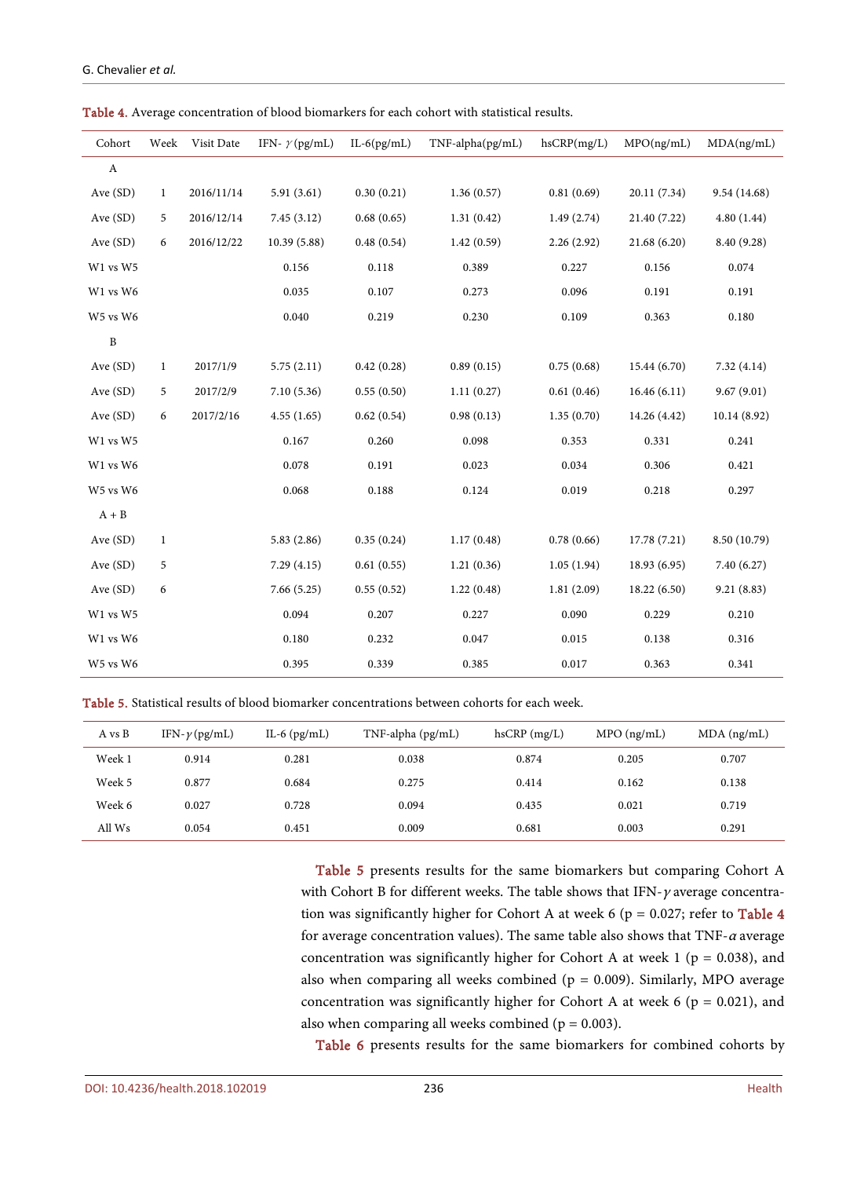**Table 4.** Average concentration of blood biomarkers for each cohort with statistical results.

| Cohort | Week | Visit Date | IFN- $\gamma$ (pg/mL) | IL-6(pg/mL) | TNF-alpha(pg/mL) | hsCRP(mg/L) | MPO(ng/mL) | MDA(ng/mL) |
|---|---|---|---|---|---|---|---|---|
| A | | | | | | | | |
| Ave (SD) | 1 | 2016/11/14 | 5.91 (3.61) | 0.30 (0.21) | 1.36 (0.57) | 0.81 (0.69) | 20.11 (7.34) | 9.54 (14.68) |
| Ave (SD) | 5 | 2016/12/14 | 7.45 (3.12) | 0.68 (0.65) | 1.31 (0.42) | 1.49 (2.74) | 21.40 (7.22) | 4.80 (1.44) |
| Ave (SD) | 6 | 2016/12/22 | 10.39 (5.88) | 0.48 (0.54) | 1.42 (0.59) | 2.26 (2.92) | 21.68 (6.20) | 8.40 (9.28) |
| W1 vs W5 | | | 0.156 | 0.118 | 0.389 | 0.227 | 0.156 | 0.074 |
| W1 vs W6 | | | 0.035 | 0.107 | 0.273 | 0.096 | 0.191 | 0.191 |
| W5 vs W6 | | | 0.040 | 0.219 | 0.230 | 0.109 | 0.363 | 0.180 |
| B | | | | | | | | |
| Ave (SD) | 1 | 2017/1/9 | 5.75 (2.11) | 0.42 (0.28) | 0.89 (0.15) | 0.75 (0.68) | 15.44 (6.70) | 7.32 (4.14) |
| Ave (SD) | 5 | 2017/2/9 | 7.10 (5.36) | 0.55 (0.50) | 1.11 (0.27) | 0.61 (0.46) | 16.46 (6.11) | 9.67 (9.01) |
| Ave (SD) | 6 | 2017/2/16 | 4.55 (1.65) | 0.62 (0.54) | 0.98 (0.13) | 1.35 (0.70) | 14.26 (4.42) | 10.14 (8.92) |
| W1 vs W5 | | | 0.167 | 0.260 | 0.098 | 0.353 | 0.331 | 0.241 |
| W1 vs W6 | | | 0.078 | 0.191 | 0.023 | 0.034 | 0.306 | 0.421 |
| W5 vs W6 | | | 0.068 | 0.188 | 0.124 | 0.019 | 0.218 | 0.297 |
| A + B | | | | | | | | |
| Ave (SD) | 1 | | 5.83 (2.86) | 0.35 (0.24) | 1.17 (0.48) | 0.78 (0.66) | 17.78 (7.21) | 8.50 (10.79) |
| Ave (SD) | 5 | | 7.29 (4.15) | 0.61 (0.55) | 1.21 (0.36) | 1.05 (1.94) | 18.93 (6.95) | 7.40 (6.27) |
| Ave (SD) | 6 | | 7.66 (5.25) | 0.55 (0.52) | 1.22 (0.48) | 1.81 (2.09) | 18.22 (6.50) | 9.21 (8.83) |
| W1 vs W5 | | | 0.094 | 0.207 | 0.227 | 0.090 | 0.229 | 0.210 |
| W1 vs W6 | | | 0.180 | 0.232 | 0.047 | 0.015 | 0.138 | 0.316 |
| W5 vs W6 | | | 0.395 | 0.339 | 0.385 | 0.017 | 0.363 | 0.341 |

**Table 5.** Statistical results of blood biomarker concentrations between cohorts for each week.

| A vs B | IFN-$\gamma$ (pg/mL) | IL-6 (pg/mL) | TNF-alpha (pg/mL) | hsCRP (mg/L) | MPO (ng/mL) | MDA (ng/mL) |
|---|---|---|---|---|---|---|
| Week 1 | 0.914 | 0.281 | 0.038 | 0.874 | 0.205 | 0.707 |
| Week 5 | 0.877 | 0.684 | 0.275 | 0.414 | 0.162 | 0.138 |
| Week 6 | 0.027 | 0.728 | 0.094 | 0.435 | 0.021 | 0.719 |
| All Ws | 0.054 | 0.451 | 0.009 | 0.681 | 0.003 | 0.291 |

Table 5 presents results for the same biomarkers but comparing Cohort A with Cohort B for different weeks. The table shows that IFN-$\gamma$ average concentration was significantly higher for Cohort A at week 6 ($p = 0.027$; refer to Table 4 for average concentration values). The same table also shows that TNF-$\alpha$ average concentration was significantly higher for Cohort A at week 1 ($p = 0.038$), and also when comparing all weeks combined ($p = 0.009$). Similarly, MPO average concentration was significantly higher for Cohort A at week 6 ($p = 0.021$), and also when comparing all weeks combined ($p = 0.003$).

Table 6 presents results for the same biomarkers for combined cohorts by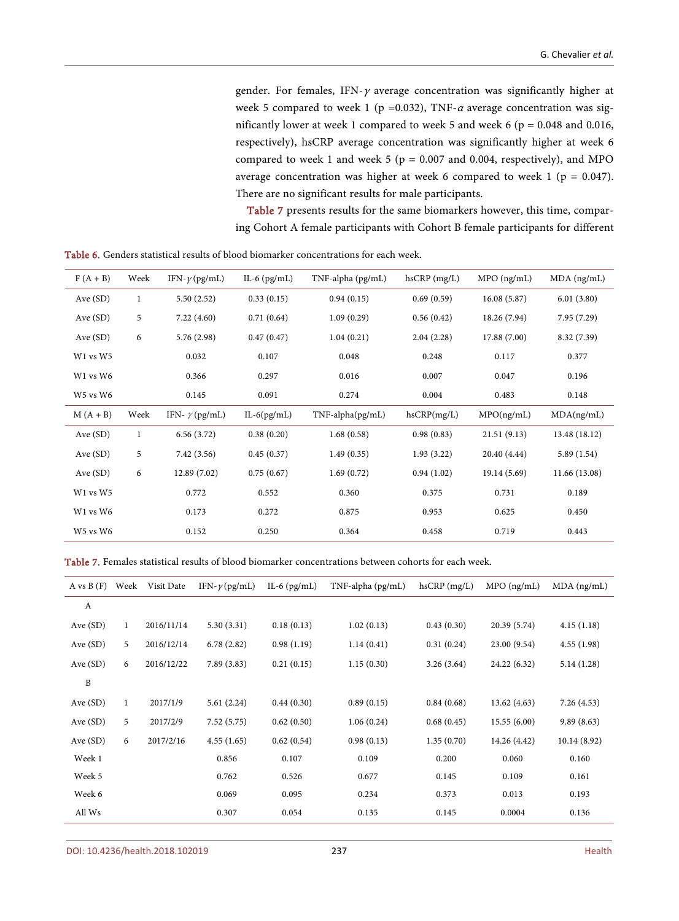gender. For females, IFN-$\gamma$ average concentration was significantly higher at week 5 compared to week 1 (p =0.032), TNF-$\alpha$ average concentration was significantly lower at week 1 compared to week 5 and week 6 (p = 0.048 and 0.016, respectively), hsCRP average concentration was significantly higher at week 6 compared to week 1 and week 5 (p = 0.007 and 0.004, respectively), and MPO average concentration was higher at week 6 compared to week 1 (p = 0.047). There are no significant results for male participants.

Table 7 presents results for the same biomarkers however, this time, comparing Cohort A female participants with Cohort B female participants for different

Table 6. Genders statistical results of blood biomarker concentrations for each week.

| F (A + B) | Week | IFN-$\gamma$ (pg/mL) | IL-6 (pg/mL) | TNF-alpha (pg/mL) | hsCRP (mg/L) | MPO (ng/mL) | MDA (ng/mL) |
|---|---|---|---|---|---|---|---|
| Ave (SD) | 1 | 5.50 (2.52) | 0.33 (0.15) | 0.94 (0.15) | 0.69 (0.59) | 16.08 (5.87) | 6.01 (3.80) |
| Ave (SD) | 5 | 7.22 (4.60) | 0.71 (0.64) | 1.09 (0.29) | 0.56 (0.42) | 18.26 (7.94) | 7.95 (7.29) |
| Ave (SD) | 6 | 5.76 (2.98) | 0.47 (0.47) | 1.04 (0.21) | 2.04 (2.28) | 17.88 (7.00) | 8.32 (7.39) |
| W1 vs W5 | | 0.032 | 0.107 | 0.048 | 0.248 | 0.117 | 0.377 |
| W1 vs W6 | | 0.366 | 0.297 | 0.016 | 0.007 | 0.047 | 0.196 |
| W5 vs W6 | | 0.145 | 0.091 | 0.274 | 0.004 | 0.483 | 0.148 |
| M (A + B) | Week | IFN- $\gamma$ (pg/mL) | IL-6(pg/mL) | TNF-alpha(pg/mL) | hsCRP(mg/L) | MPO(ng/mL) | MDA(ng/mL) |
| Ave (SD) | 1 | 6.56 (3.72) | 0.38 (0.20) | 1.68 (0.58) | 0.98 (0.83) | 21.51 (9.13) | 13.48 (18.12) |
| Ave (SD) | 5 | 7.42 (3.56) | 0.45 (0.37) | 1.49 (0.35) | 1.93 (3.22) | 20.40 (4.44) | 5.89 (1.54) |
| Ave (SD) | 6 | 12.89 (7.02) | 0.75 (0.67) | 1.69 (0.72) | 0.94 (1.02) | 19.14 (5.69) | 11.66 (13.08) |
| W1 vs W5 | | 0.772 | 0.552 | 0.360 | 0.375 | 0.731 | 0.189 |
| W1 vs W6 | | 0.173 | 0.272 | 0.875 | 0.953 | 0.625 | 0.450 |
| W5 vs W6 | | 0.152 | 0.250 | 0.364 | 0.458 | 0.719 | 0.443 |

Table 7. Females statistical results of blood biomarker concentrations between cohorts for each week.

| A vs B (F) | Week | Visit Date | IFN-$\gamma$ (pg/mL) | IL-6 (pg/mL) | TNF-alpha (pg/mL) | hsCRP (mg/L) | MPO (ng/mL) | MDA (ng/mL) |
|---|---|---|---|---|---|---|---|---|
| A | | | | | | | | |
| Ave (SD) | 1 | 2016/11/14 | 5.30 (3.31) | 0.18 (0.13) | 1.02 (0.13) | 0.43 (0.30) | 20.39 (5.74) | 4.15 (1.18) |
| Ave (SD) | 5 | 2016/12/14 | 6.78 (2.82) | 0.98 (1.19) | 1.14 (0.41) | 0.31 (0.24) | 23.00 (9.54) | 4.55 (1.98) |
| Ave (SD) | 6 | 2016/12/22 | 7.89 (3.83) | 0.21 (0.15) | 1.15 (0.30) | 3.26 (3.64) | 24.22 (6.32) | 5.14 (1.28) |
| B | | | | | | | | |
| Ave (SD) | 1 | 2017/1/9 | 5.61 (2.24) | 0.44 (0.30) | 0.89 (0.15) | 0.84 (0.68) | 13.62 (4.63) | 7.26 (4.53) |
| Ave (SD) | 5 | 2017/2/9 | 7.52 (5.75) | 0.62 (0.50) | 1.06 (0.24) | 0.68 (0.45) | 15.55 (6.00) | 9.89 (8.63) |
| Ave (SD) | 6 | 2017/2/16 | 4.55 (1.65) | 0.62 (0.54) | 0.98 (0.13) | 1.35 (0.70) | 14.26 (4.42) | 10.14 (8.92) |
| Week 1 | | | 0.856 | 0.107 | 0.109 | 0.200 | 0.060 | 0.160 |
| Week 5 | | | 0.762 | 0.526 | 0.677 | 0.145 | 0.109 | 0.161 |
| Week 6 | | | 0.069 | 0.095 | 0.234 | 0.373 | 0.013 | 0.193 |
| All Ws | | | 0.307 | 0.054 | 0.135 | 0.145 | 0.0004 | 0.136 |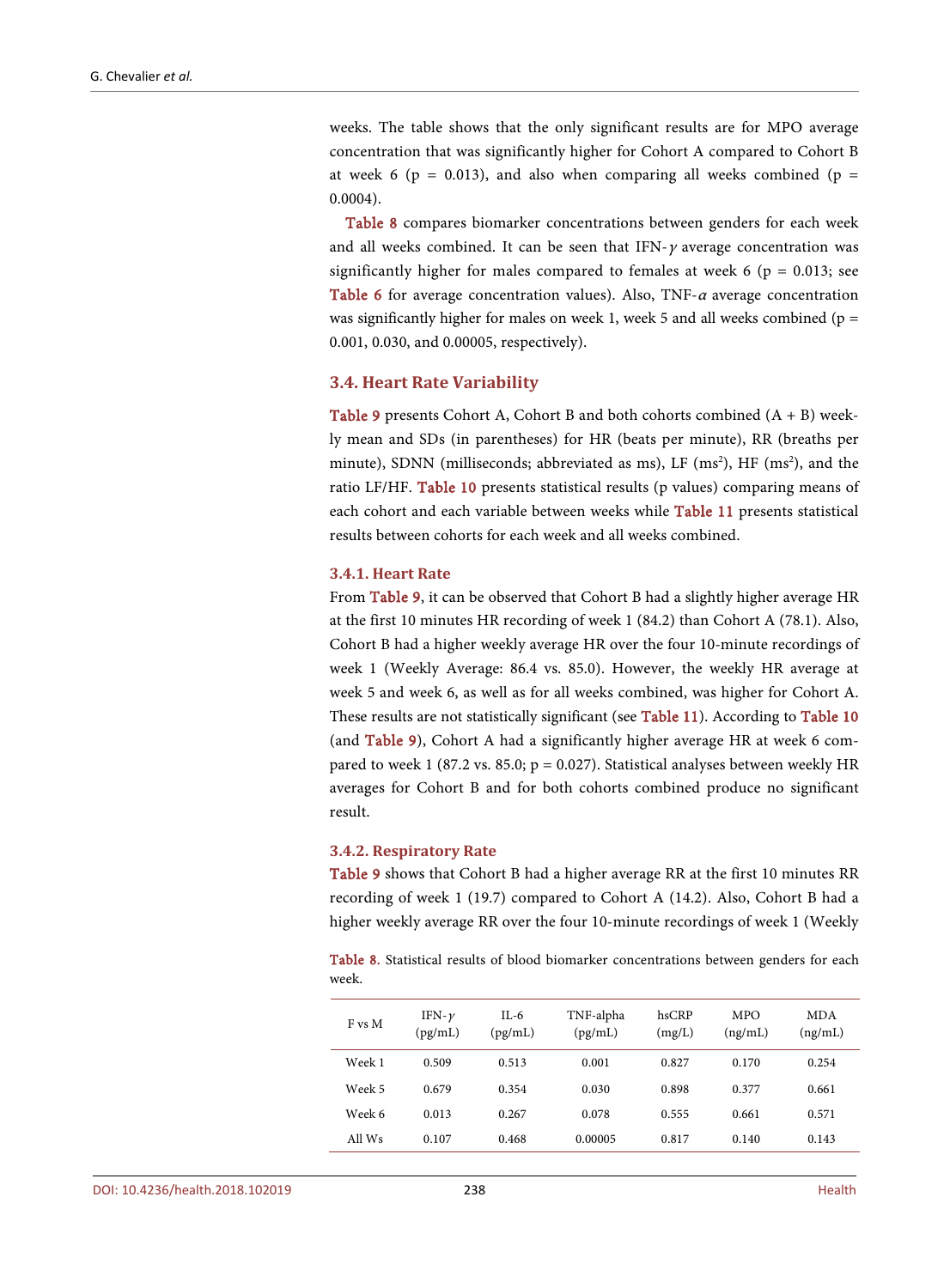weeks. The table shows that the only significant results are for MPO average concentration that was significantly higher for Cohort A compared to Cohort B at week 6 ($p = 0.013$), and also when comparing all weeks combined ($p = 0.0004$).

Table 8 compares biomarker concentrations between genders for each week and all weeks combined. It can be seen that IFN-$\gamma$ average concentration was significantly higher for males compared to females at week 6 ($p = 0.013$; see Table 6 for average concentration values). Also, TNF-$\alpha$ average concentration was significantly higher for males on week 1, week 5 and all weeks combined ($p = 0.001$, $0.030$, and $0.00005$, respectively).

### 3.4. Heart Rate Variability

Table 9 presents Cohort A, Cohort B and both cohorts combined (A + B) weekly mean and SDs (in parentheses) for HR (beats per minute), RR (breaths per minute), SDNN (milliseconds; abbreviated as ms), LF ($ms^2$), HF ($ms^2$), and the ratio LF/HF. Table 10 presents statistical results (p values) comparing means of each cohort and each variable between weeks while Table 11 presents statistical results between cohorts for each week and all weeks combined.

#### 3.4.1. Heart Rate

From Table 9, it can be observed that Cohort B had a slightly higher average HR at the first 10 minutes HR recording of week 1 (84.2) than Cohort A (78.1). Also, Cohort B had a higher weekly average HR over the four 10-minute recordings of week 1 (Weekly Average: 86.4 vs. 85.0). However, the weekly HR average at week 5 and week 6, as well as for all weeks combined, was higher for Cohort A. These results are not statistically significant (see Table 11). According to Table 10 (and Table 9), Cohort A had a significantly higher average HR at week 6 compared to week 1 (87.2 vs. 85.0; $p = 0.027$). Statistical analyses between weekly HR averages for Cohort B and for both cohorts combined produce no significant result.

#### 3.4.2. Respiratory Rate

Table 9 shows that Cohort B had a higher average RR at the first 10 minutes RR recording of week 1 (19.7) compared to Cohort A (14.2). Also, Cohort B had a higher weekly average RR over the four 10-minute recordings of week 1 (Weekly

Table 8. Statistical results of blood biomarker concentrations between genders for each week.

| F vs M | IFN-$\gamma$ (pg/mL) | IL-6 (pg/mL) | TNF-alpha (pg/mL) | hsCRP (mg/L) | MPO (ng/mL) | MDA (ng/mL) |
|---|---|---|---|---|---|---|
| Week 1 | 0.509 | 0.513 | 0.001 | 0.827 | 0.170 | 0.254 |
| Week 5 | 0.679 | 0.354 | 0.030 | 0.898 | 0.377 | 0.661 |
| Week 6 | 0.013 | 0.267 | 0.078 | 0.555 | 0.661 | 0.571 |
| All Ws | 0.107 | 0.468 | 0.00005 | 0.817 | 0.140 | 0.143 |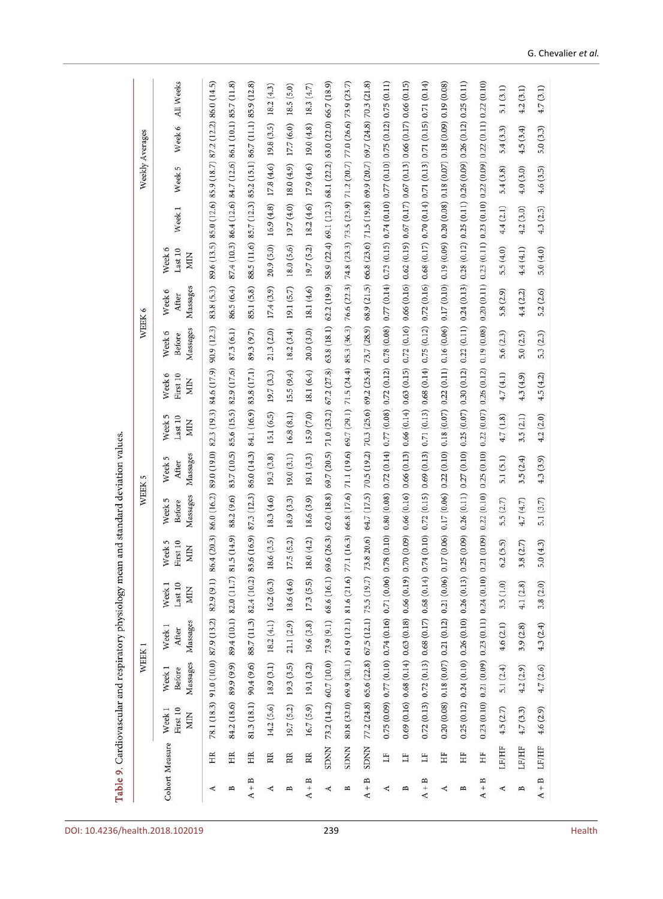**Table 9.** Cardiovascular and respiratory physiology mean and standard deviation values.

| Cohort | Measure | WEEK 1 | | | | WEEK 5 | | | | WEEK 6 | | | | Weekly Averages | | | |
|---|---|---|---|---|---|---|---|---|---|---|---|---|---|---|---|---|---|
| | | Week 1 First 10 MIN | Week 1 Before Massages | Week 1 After Massages | Week 1 Last 10 MIN | Week 5 First 10 MIN | Week 5 Before Massages | Week 5 After Massages | Week 5 Last 10 MIN | Week 6 First 10 MIN | Week 6 Before Massages | Week 6 After Massages | Week 6 Last 10 MIN | Week 1 | Week 5 | Week 6 | All Weeks |
| A | HR | 78.1 (18.3) | 91.0 (10.0) | 87.9 (13.2) | 82.9 (9.1) | 86.4 (20.3) | 86.0 (16.2) | 89.0 (19.0) | 82.3 (19.3) | 84.6 (17.9) | 90.9 (12.3) | 83.8 (5.3) | 89.6 (13.5) | 85.0 (12.6) | 85.9 (18.7) | 87.2 (12.2) | 86.0 (14.5) |
| B | HR | 84.2 (18.6) | 89.9 (9.9) | 89.4 (10.1) | 82.0 (11.7) | 81.5 (14.9) | 88.2 (9.6) | 83.7 (10.5) | 85.6 (15.5) | 82.9 (17.6) | 87.3 (6.1) | 86.5 (6.4) | 87.4 (10.3) | 86.4 (12.6) | 84.7 (12.6) | 86.1 (10.1) | 85.7 (11.8) |
| A + B | HR | 81.3 (18.1) | 90.4 (9.6) | 88.7 (11.3) | 82.4 (10.2) | 83.6 (16.9) | 87.3 (12.3) | 86.0 (14.3) | 84.1 (16.9) | 83.8 (17.1) | 89.3 (9.7) | 85.1 (5.8) | 88.5 (11.6) | 85.7 (12.3) | 85.2 (15.1) | 86.7 (11.1) | 85.9 (12.8) |
| A | RR | 14.2 (5.6) | 18.9 (3.1) | 18.2 (4.1) | 16.2 (6.3) | 18.6 (3.5) | 18.3 (4.6) | 19.3 (3.8) | 15.1 (6.5) | 19.7 (3.3) | 21.3 (2.0) | 17.4 (3.9) | 20.9 (5.0) | 16.9 (4.8) | 17.8 (4.6) | 19.8 (3.5) | 18.2 (4.3) |
| B | RR | 19.7 (5.2) | 19.3 (3.5) | 21.1 (2.9) | 18.6 (4.6) | 17.5 (5.2) | 18.9 (3.3) | 19.0 (3.1) | 16.8 (8.1) | 15.5 (9.4) | 18.2 (3.4) | 19.1 (5.7) | 18.0 (5.6) | 19.7 (4.0) | 18.0 (4.9) | 17.7 (6.0) | 18.5 (5.0) |
| A + B | RR | 16.7 (5.9) | 19.1 (3.2) | 19.6 (3.8) | 17.3 (5.5) | 18.0 (4.2) | 18.6 (3.9) | 19.1 (3.3) | 15.9 (7.0) | 18.1 (6.4) | 20.0 (3.0) | 18.1 (4.6) | 19.7 (5.2) | 18.2 (4.6) | 17.9 (4.6) | 19.0 (4.8) | 18.3 (4.7) |
| A | SDNN | 73.2 (14.2) | 60.7 (10.0) | 73.9 (9.1) | 68.6 (16.1) | 69.6 (26.3) | 62.0 (18.8) | 69.7 (20.5) | 71.0 (23.2) | 67.2 (27.8) | 63.8 (18.1) | 62.2 (19.9) | 58.9 (22.4) | 69.1 (12.3) | 68.1 (22.2) | 63.0 (22.0) | 66.7 (18.9) |
| B | SDNN | 80.8 (32.0) | 69.9 (30.1) | 61.9 (12.1) | 81.6 (21.6) | 77.1 (16.3) | 66.8 (17.6) | 71.1 (19.6) | 69.7 (29.1) | 71.5 (24.4) | 85.3 (36.3) | 76.6 (22.3) | 74.8 (23.3) | 73.5 (23.9) | 71.2 (20.7) | 77.0 (26.6) | 73.9 (23.7) |
| A + B | SDNN | 77.2 (24.8) | 65.6 (22.8) | 67.5 (12.1) | 75.5 (19.7) | 73.8 20.6) | 64.7 (17.5) | 70.5 (19.2) | 70.3 (25.6) | 69.2 (25.4) | 73.7 (28.9) | 68.9 (21.5) | 66.8 (23.6) | 71.5 (19.8) | 69.9 (20.7) | 69.7 (24.8) | 70.3 (21.8) |
| A | LF | 0.75 (0.09) | 0.77 (0.10) | 0.74 (0.16) | 0.71 (0.06) | 0.78 (0.10) | 0.80 (0.08) | 0.72 (0.14) | 0.77 (0.08) | 0.72 (0.12) | 0.78 (0.08) | 0.77 (0.14) | 0.73 (0.15) | 0.74 (0.10) | 0.77 (0.10) | 0.75 (0.12) | 0.75 (0.11) |
| B | LF | 0.69 (0.16) | 0.68 (0.14) | 0.63 (0.18) | 0.56 (0.19) | 0.70 (0.09) | 0.66 (0.16) | 0.66 (0.13) | 0.66 (0.14) | 0.63 (0.15) | 0.72 (0.16) | 0.66 (0.16) | 0.62 (0.19) | 0.67 (0.17) | 0.67 (0.13) | 0.66 (0.17) | 0.66 (0.15) |
| A + B | LF | 0.72 (0.13) | 0.72 (0.13) | 0.68 (0.17) | 0.68 (0.14) | 0.74 (0.10) | 0.72 (0.15) | 0.69 (0.13) | 0.71 (0.13) | 0.68 (0.14) | 0.75 (0.12) | 0.72 (0.16) | 0.68 (0.17) | 0.70 (0.14) | 0.71 (0.13) | 0.71 (0.15) | 0.71 (0.14) |
| A | HF | 0.20 (0.08) | 0.18 (0.07) | 0.21 (0.12) | 0.21 (0.06) | 0.17 (0.06) | 0.17 (0.06) | 0.22 (0.10) | 0.18 (0.07) | 0.22 (0.11) | 0.16 (0.06) | 0.17 (0.10) | 0.19 (0.09) | 0.20 (0.08) | 0.18 (0.07) | 0.18 (0.09) | 0.19 (0.08) |
| B | HF | 0.25 (0.12) | 0.24 (0.10) | 0.26 (0.10) | 0.26 (0.13) | 0.25 (0.09) | 0.26 (0.11) | 0.27 (0.10) | 0.25 (0.07) | 0.30 (0.12) | 0.22 (0.11) | 0.24 (0.13) | 0.28 (0.12) | 0.25 (0.11) | 0.26 (0.09) | 0.26 (0.12) | 0.25 (0.11) |
| A + B | HF | 0.23 (0.10) | 0.21 (0.09) | 0.23 (0.11) | 0.24 (0.10) | 0.21 (0.09) | 0.22 (0.10) | 0.25 (0.10) | 0.22 (0.07) | 0.26 (0.12) | 0.19 (0.08) | 0.20 (0.11) | 0.23 (0.11) | 0.23 (0.10) | 0.22 (0.09) | 0.22 (0.11) | 0.22 (0.10) |
| A | LF/HF | 4.5 (2.7) | 5.1 (2.4) | 4.6 (2.1) | 3.5 (1.0) | 6.2 (5.5) | 5.5 (2.7) | 5.1 (5.1) | 4.7 (1.8) | 4.7 (4.1) | 5.6 (2.3) | 5.8 (2.9) | 5.5 (4.0) | 4.4 (2.1) | 5.4 (3.8) | 5.4 (3.3) | 5.1 (3.1) |
| B | LF/HF | 4.7 (3.3) | 4.2 (2.9) | 3.9 (2.8) | 4.1 (2.8) | 3.8 (2.7) | 4.7 (4.7) | 3.5 (2.4) | 3.5 (2.1) | 4.3 (4.9) | 5.0 (2.5) | 4.4 (2.2) | 4.4 (4.1) | 4.2 (3.0) | 4.0 (3.0) | 4.5 (3.4) | 4.2 (3.1) |
| A + B | LF/HF | 4.6 (2.9) | 4.7 (2.6) | 4.3 (2.4) | 3.8 (2.0) | 5.0 (4.3) | 5.1 (3.7) | 4.3 (3.9) | 4.2 (2.0) | 4.5 (4.2) | 5.3 (2.3) | 5.2 (2.6) | 5.0 (4.0) | 4.3 (2.5) | 4.6 (3.5) | 5.0 (3.3) | 4.7 (3.1) |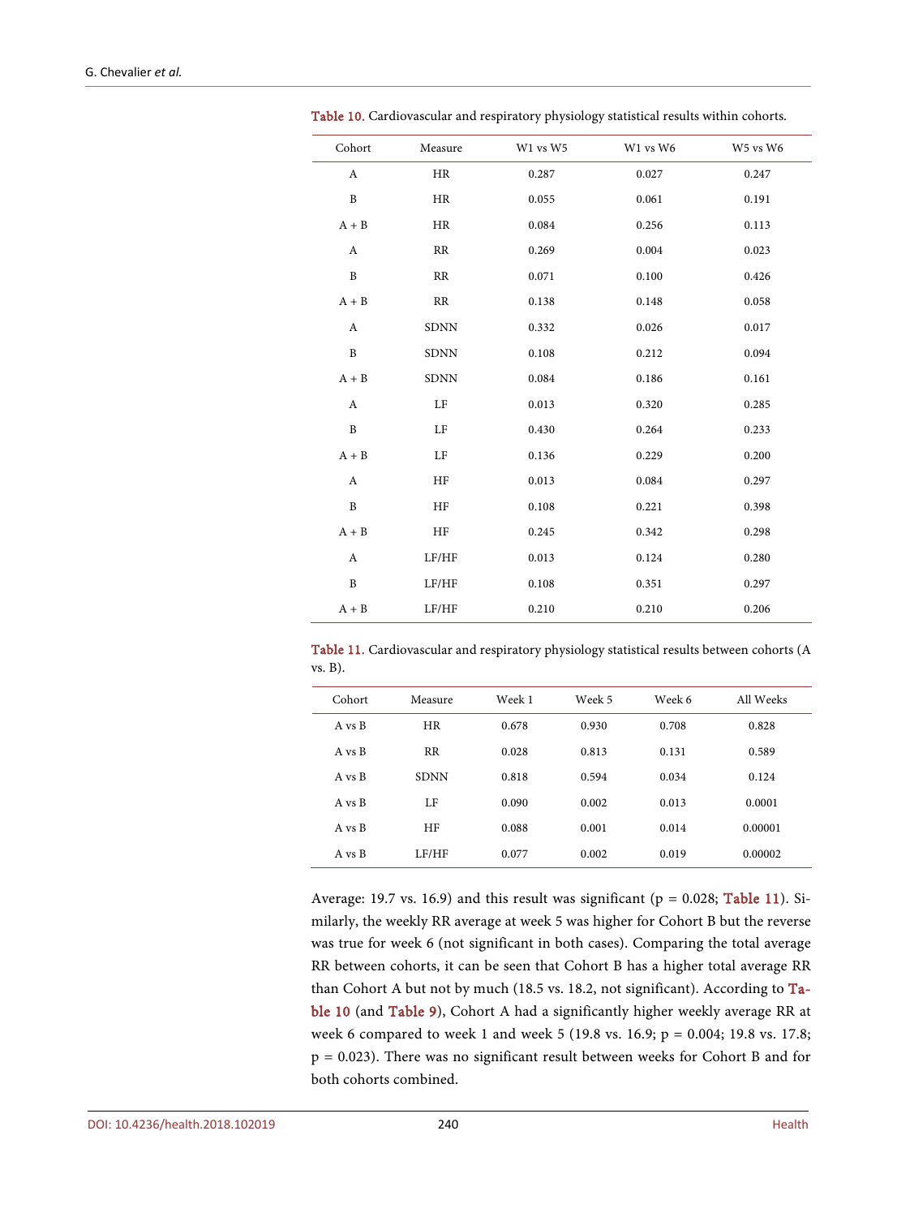Table 10. Cardiovascular and respiratory physiology statistical results within cohorts.

| Cohort | Measure | W1 vs W5 | W1 vs W6 | W5 vs W6 |
|---|---|---|---|---|
| A | HR | 0.287 | 0.027 | 0.247 |
| B | HR | 0.055 | 0.061 | 0.191 |
| A + B | HR | 0.084 | 0.256 | 0.113 |
| A | RR | 0.269 | 0.004 | 0.023 |
| B | RR | 0.071 | 0.100 | 0.426 |
| A + B | RR | 0.138 | 0.148 | 0.058 |
| A | SDNN | 0.332 | 0.026 | 0.017 |
| B | SDNN | 0.108 | 0.212 | 0.094 |
| A + B | SDNN | 0.084 | 0.186 | 0.161 |
| A | LF | 0.013 | 0.320 | 0.285 |
| B | LF | 0.430 | 0.264 | 0.233 |
| A + B | LF | 0.136 | 0.229 | 0.200 |
| A | HF | 0.013 | 0.084 | 0.297 |
| B | HF | 0.108 | 0.221 | 0.398 |
| A + B | HF | 0.245 | 0.342 | 0.298 |
| A | LF/HF | 0.013 | 0.124 | 0.280 |
| B | LF/HF | 0.108 | 0.351 | 0.297 |
| A + B | LF/HF | 0.210 | 0.210 | 0.206 |

Table 11. Cardiovascular and respiratory physiology statistical results between cohorts (A vs. B).

| Cohort | Measure | Week 1 | Week 5 | Week 6 | All Weeks |
|---|---|---|---|---|---|
| A vs B | HR | 0.678 | 0.930 | 0.708 | 0.828 |
| A vs B | RR | 0.028 | 0.813 | 0.131 | 0.589 |
| A vs B | SDNN | 0.818 | 0.594 | 0.034 | 0.124 |
| A vs B | LF | 0.090 | 0.002 | 0.013 | 0.0001 |
| A vs B | HF | 0.088 | 0.001 | 0.014 | 0.00001 |
| A vs B | LF/HF | 0.077 | 0.002 | 0.019 | 0.00002 |

Average: 19.7 vs. 16.9) and this result was significant ($p = 0.028$; Table 11). Similarly, the weekly RR average at week 5 was higher for Cohort B but the reverse was true for week 6 (not significant in both cases). Comparing the total average RR between cohorts, it can be seen that Cohort B has a higher total average RR than Cohort A but not by much (18.5 vs. 18.2, not significant). According to Table 10 (and Table 9), Cohort A had a significantly higher weekly average RR at week 6 compared to week 1 and week 5 (19.8 vs. 16.9; $p = 0.004$; 19.8 vs. 17.8; $p = 0.023$). There was no significant result between weeks for Cohort B and for both cohorts combined.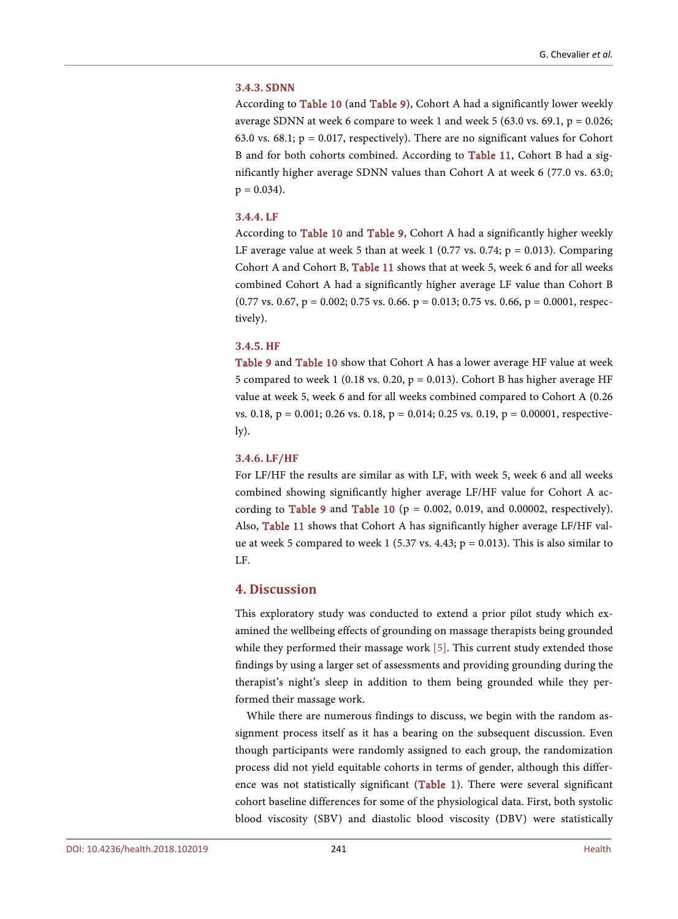#### 3.4.3. SDNN

According to Table 10 (and Table 9), Cohort A had a significantly lower weekly average SDNN at week 6 compare to week 1 and week 5 (63.0 vs. 69.1, $p = 0.026$; 63.0 vs. 68.1; $p = 0.017$, respectively). There are no significant values for Cohort B and for both cohorts combined. According to Table 11, Cohort B had a significantly higher average SDNN values than Cohort A at week 6 (77.0 vs. 63.0; $p = 0.034$).

#### 3.4.4. LF

According to Table 10 and Table 9, Cohort A had a significantly higher weekly LF average value at week 5 than at week 1 (0.77 vs. 0.74; $p = 0.013$). Comparing Cohort A and Cohort B, Table 11 shows that at week 5, week 6 and for all weeks combined Cohort A had a significantly higher average LF value than Cohort B (0.77 vs. 0.67, $p = 0.002$; 0.75 vs. 0.66. $p = 0.013$; 0.75 vs. 0.66, $p = 0.0001$, respectively).

#### 3.4.5. HF

Table 9 and Table 10 show that Cohort A has a lower average HF value at week 5 compared to week 1 (0.18 vs. 0.20, $p = 0.013$). Cohort B has higher average HF value at week 5, week 6 and for all weeks combined compared to Cohort A (0.26 vs. 0.18, $p = 0.001$; 0.26 vs. 0.18, $p = 0.014$; 0.25 vs. 0.19, $p = 0.00001$, respectively).

#### 3.4.6. LF/HF

For LF/HF the results are similar as with LF, with week 5, week 6 and all weeks combined showing significantly higher average LF/HF value for Cohort A according to Table 9 and Table 10 ($p = 0.002$, 0.019, and 0.00002, respectively). Also, Table 11 shows that Cohort A has significantly higher average LF/HF value at week 5 compared to week 1 (5.37 vs. 4.43; $p = 0.013$). This is also similar to LF.

## 4. Discussion

This exploratory study was conducted to extend a prior pilot study which examined the wellbeing effects of grounding on massage therapists being grounded while they performed their massage work [5]. This current study extended those findings by using a larger set of assessments and providing grounding during the therapist's night's sleep in addition to them being grounded while they performed their massage work.

While there are numerous findings to discuss, we begin with the random assignment process itself as it has a bearing on the subsequent discussion. Even though participants were randomly assigned to each group, the randomization process did not yield equitable cohorts in terms of gender, although this difference was not statistically significant (Table 1). There were several significant cohort baseline differences for some of the physiological data. First, both systolic blood viscosity (SBV) and diastolic blood viscosity (DBV) were statistically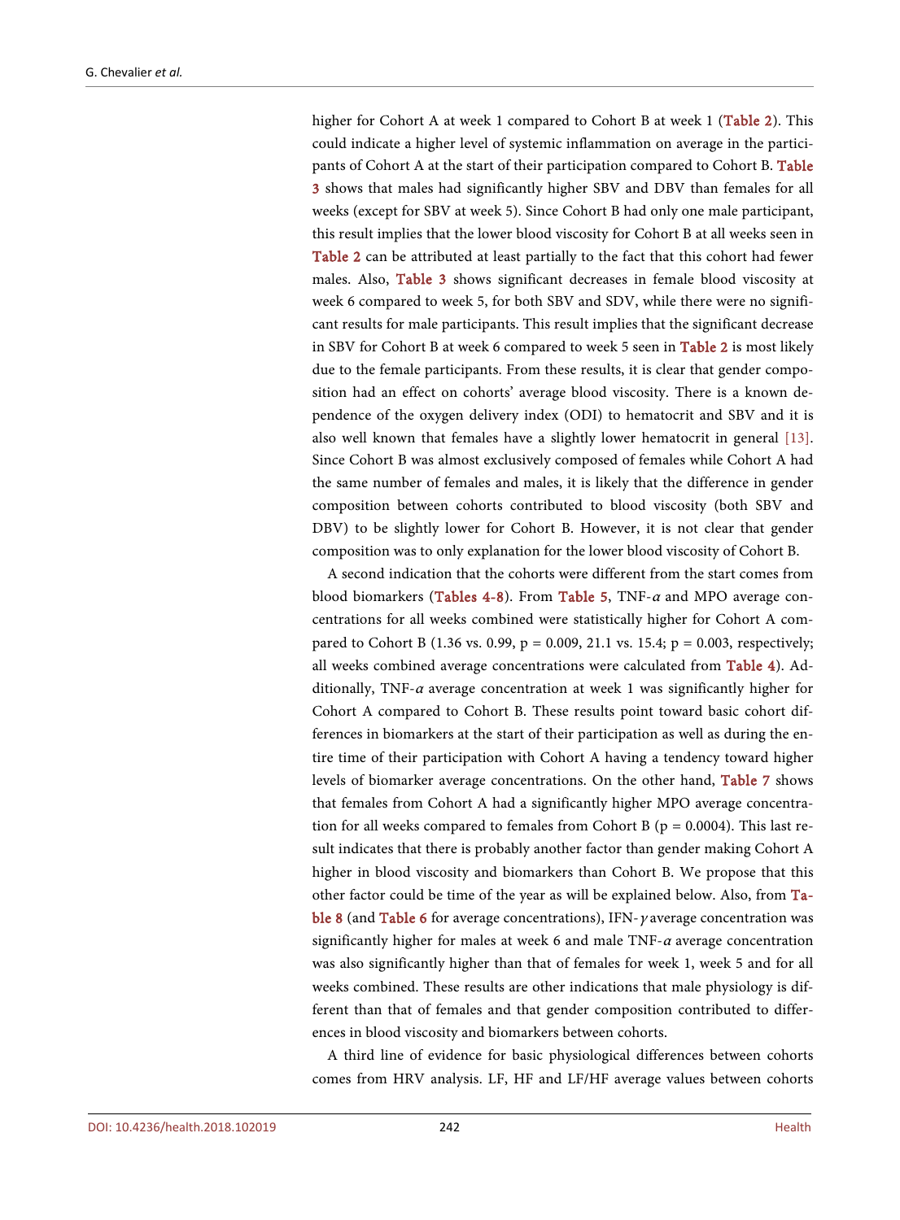higher for Cohort A at week 1 compared to Cohort B at week 1 (Table 2). This could indicate a higher level of systemic inflammation on average in the participants of Cohort A at the start of their participation compared to Cohort B. Table 3 shows that males had significantly higher SBV and DBV than females for all weeks (except for SBV at week 5). Since Cohort B had only one male participant, this result implies that the lower blood viscosity for Cohort B at all weeks seen in Table 2 can be attributed at least partially to the fact that this cohort had fewer males. Also, Table 3 shows significant decreases in female blood viscosity at week 6 compared to week 5, for both SBV and SDV, while there were no significant results for male participants. This result implies that the significant decrease in SBV for Cohort B at week 6 compared to week 5 seen in Table 2 is most likely due to the female participants. From these results, it is clear that gender composition had an effect on cohorts' average blood viscosity. There is a known dependence of the oxygen delivery index (ODI) to hematocrit and SBV and it is also well known that females have a slightly lower hematocrit in general [13]. Since Cohort B was almost exclusively composed of females while Cohort A had the same number of females and males, it is likely that the difference in gender composition between cohorts contributed to blood viscosity (both SBV and DBV) to be slightly lower for Cohort B. However, it is not clear that gender composition was to only explanation for the lower blood viscosity of Cohort B.

A second indication that the cohorts were different from the start comes from blood biomarkers (Tables 4-8). From Table 5, TNF-*α* and MPO average concentrations for all weeks combined were statistically higher for Cohort A compared to Cohort B (1.36 vs. 0.99, $p = 0.009$, 21.1 vs. 15.4; $p = 0.003$, respectively; all weeks combined average concentrations were calculated from Table 4). Additionally, TNF-*α* average concentration at week 1 was significantly higher for Cohort A compared to Cohort B. These results point toward basic cohort differences in biomarkers at the start of their participation as well as during the entire time of their participation with Cohort A having a tendency toward higher levels of biomarker average concentrations. On the other hand, Table 7 shows that females from Cohort A had a significantly higher MPO average concentration for all weeks compared to females from Cohort B ($p = 0.0004$). This last result indicates that there is probably another factor than gender making Cohort A higher in blood viscosity and biomarkers than Cohort B. We propose that this other factor could be time of the year as will be explained below. Also, from Table 8 (and Table 6 for average concentrations), IFN-*γ* average concentration was significantly higher for males at week 6 and male TNF-*α* average concentration was also significantly higher than that of females for week 1, week 5 and for all weeks combined. These results are other indications that male physiology is different than that of females and that gender composition contributed to differences in blood viscosity and biomarkers between cohorts.

A third line of evidence for basic physiological differences between cohorts comes from HRV analysis. LF, HF and LF/HF average values between cohorts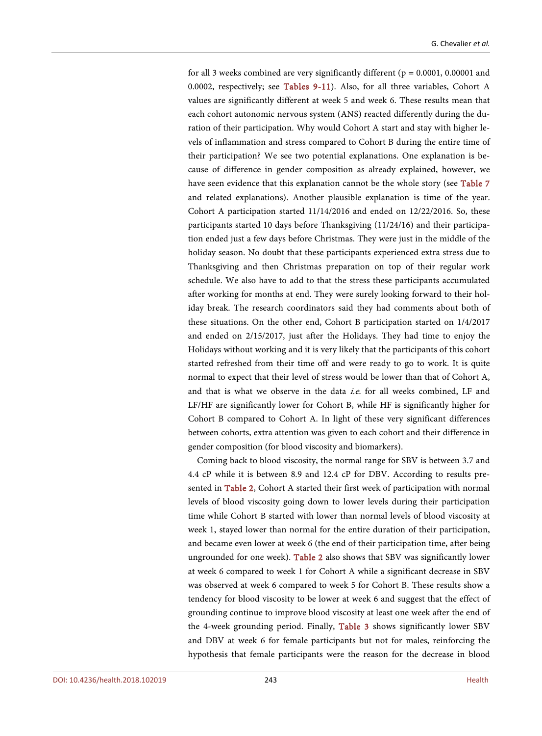for all 3 weeks combined are very significantly different ($p = 0.0001$, 0.00001 and 0.0002, respectively; see Tables 9-11). Also, for all three variables, Cohort A values are significantly different at week 5 and week 6. These results mean that each cohort autonomic nervous system (ANS) reacted differently during the duration of their participation. Why would Cohort A start and stay with higher levels of inflammation and stress compared to Cohort B during the entire time of their participation? We see two potential explanations. One explanation is because of difference in gender composition as already explained, however, we have seen evidence that this explanation cannot be the whole story (see Table 7 and related explanations). Another plausible explanation is time of the year. Cohort A participation started 11/14/2016 and ended on 12/22/2016. So, these participants started 10 days before Thanksgiving (11/24/16) and their participation ended just a few days before Christmas. They were just in the middle of the holiday season. No doubt that these participants experienced extra stress due to Thanksgiving and then Christmas preparation on top of their regular work schedule. We also have to add to that the stress these participants accumulated after working for months at end. They were surely looking forward to their holiday break. The research coordinators said they had comments about both of these situations. On the other end, Cohort B participation started on 1/4/2017 and ended on 2/15/2017, just after the Holidays. They had time to enjoy the Holidays without working and it is very likely that the participants of this cohort started refreshed from their time off and were ready to go to work. It is quite normal to expect that their level of stress would be lower than that of Cohort A, and that is what we observe in the data *i.e.* for all weeks combined, LF and LF/HF are significantly lower for Cohort B, while HF is significantly higher for Cohort B compared to Cohort A. In light of these very significant differences between cohorts, extra attention was given to each cohort and their difference in gender composition (for blood viscosity and biomarkers).

Coming back to blood viscosity, the normal range for SBV is between 3.7 and 4.4 cP while it is between 8.9 and 12.4 cP for DBV. According to results presented in Table 2, Cohort A started their first week of participation with normal levels of blood viscosity going down to lower levels during their participation time while Cohort B started with lower than normal levels of blood viscosity at week 1, stayed lower than normal for the entire duration of their participation, and became even lower at week 6 (the end of their participation time, after being ungrounded for one week). Table 2 also shows that SBV was significantly lower at week 6 compared to week 1 for Cohort A while a significant decrease in SBV was observed at week 6 compared to week 5 for Cohort B. These results show a tendency for blood viscosity to be lower at week 6 and suggest that the effect of grounding continue to improve blood viscosity at least one week after the end of the 4-week grounding period. Finally, Table 3 shows significantly lower SBV and DBV at week 6 for female participants but not for males, reinforcing the hypothesis that female participants were the reason for the decrease in blood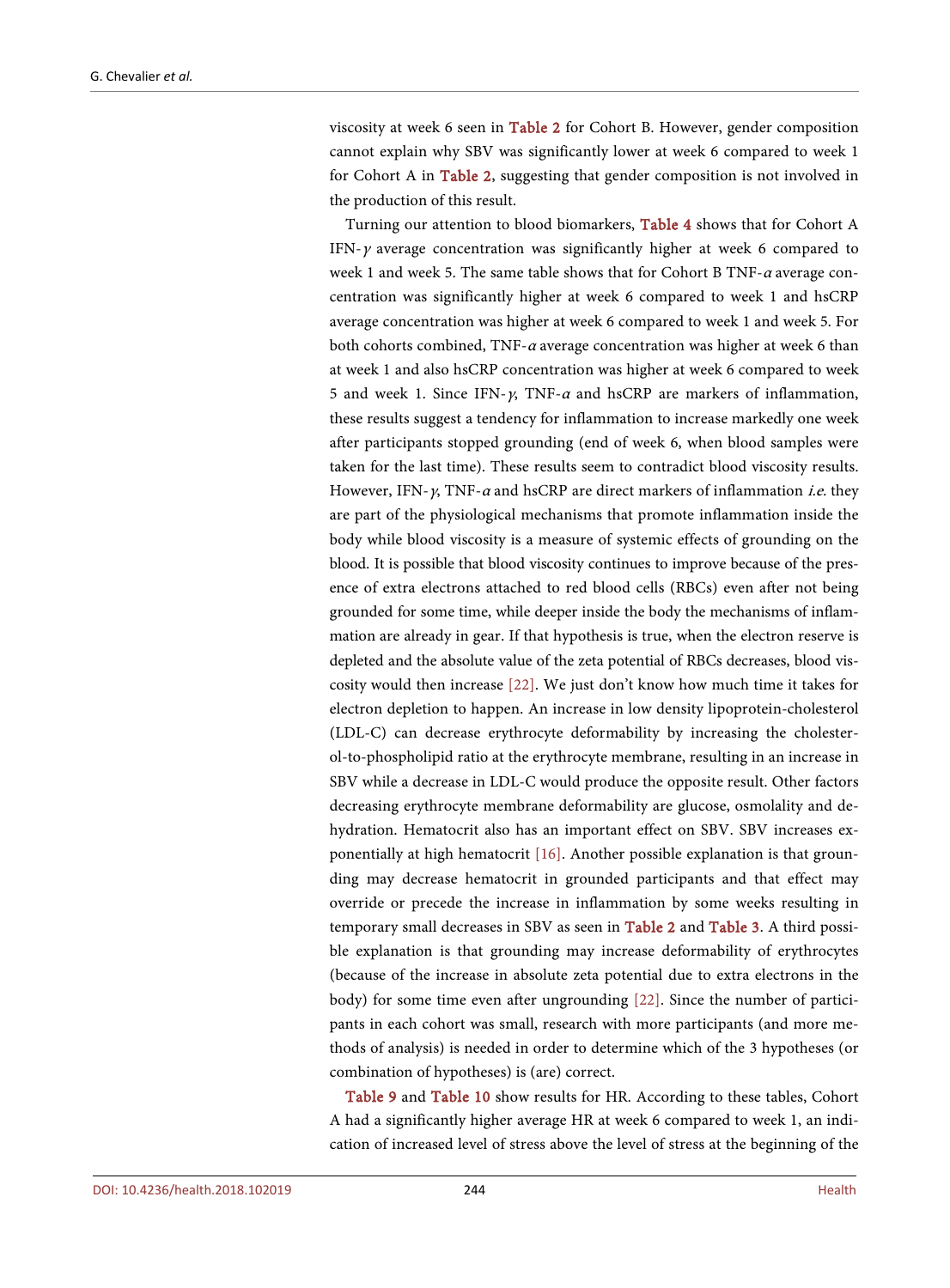viscosity at week 6 seen in Table 2 for Cohort B. However, gender composition cannot explain why SBV was significantly lower at week 6 compared to week 1 for Cohort A in Table 2, suggesting that gender composition is not involved in the production of this result.

Turning our attention to blood biomarkers, Table 4 shows that for Cohort A IFN-$\gamma$ average concentration was significantly higher at week 6 compared to week 1 and week 5. The same table shows that for Cohort B TNF-$\alpha$ average concentration was significantly higher at week 6 compared to week 1 and hsCRP average concentration was higher at week 6 compared to week 1 and week 5. For both cohorts combined, TNF-$\alpha$ average concentration was higher at week 6 than at week 1 and also hsCRP concentration was higher at week 6 compared to week 5 and week 1. Since IFN-$\gamma$, TNF-$\alpha$ and hsCRP are markers of inflammation, these results suggest a tendency for inflammation to increase markedly one week after participants stopped grounding (end of week 6, when blood samples were taken for the last time). These results seem to contradict blood viscosity results. However, IFN-$\gamma$, TNF-$\alpha$ and hsCRP are direct markers of inflammation *i.e.* they are part of the physiological mechanisms that promote inflammation inside the body while blood viscosity is a measure of systemic effects of grounding on the blood. It is possible that blood viscosity continues to improve because of the presence of extra electrons attached to red blood cells (RBCs) even after not being grounded for some time, while deeper inside the body the mechanisms of inflammation are already in gear. If that hypothesis is true, when the electron reserve is depleted and the absolute value of the zeta potential of RBCs decreases, blood viscosity would then increase [22]. We just don't know how much time it takes for electron depletion to happen. An increase in low density lipoprotein-cholesterol (LDL-C) can decrease erythrocyte deformability by increasing the cholesterol-to-phospholipid ratio at the erythrocyte membrane, resulting in an increase in SBV while a decrease in LDL-C would produce the opposite result. Other factors decreasing erythrocyte membrane deformability are glucose, osmolality and dehydration. Hematocrit also has an important effect on SBV. SBV increases exponentially at high hematocrit [16]. Another possible explanation is that grounding may decrease hematocrit in grounded participants and that effect may override or precede the increase in inflammation by some weeks resulting in temporary small decreases in SBV as seen in Table 2 and Table 3. A third possible explanation is that grounding may increase deformability of erythrocytes (because of the increase in absolute zeta potential due to extra electrons in the body) for some time even after ungrounding [22]. Since the number of participants in each cohort was small, research with more participants (and more methods of analysis) is needed in order to determine which of the 3 hypotheses (or combination of hypotheses) is (are) correct.

Table 9 and Table 10 show results for HR. According to these tables, Cohort A had a significantly higher average HR at week 6 compared to week 1, an indication of increased level of stress above the level of stress at the beginning of the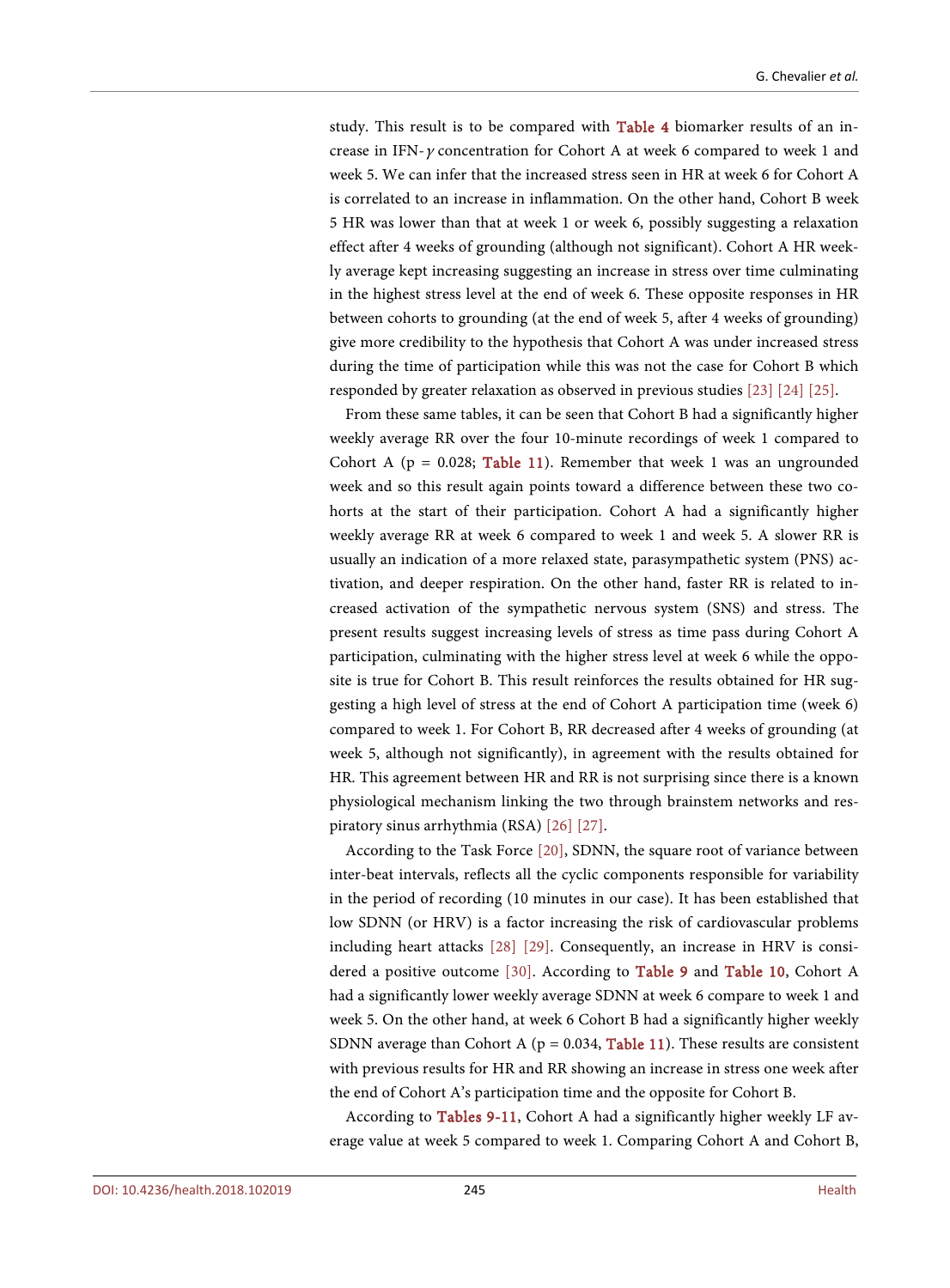study. This result is to be compared with Table 4 biomarker results of an increase in IFN-$\gamma$ concentration for Cohort A at week 6 compared to week 1 and week 5. We can infer that the increased stress seen in HR at week 6 for Cohort A is correlated to an increase in inflammation. On the other hand, Cohort B week 5 HR was lower than that at week 1 or week 6, possibly suggesting a relaxation effect after 4 weeks of grounding (although not significant). Cohort A HR weekly average kept increasing suggesting an increase in stress over time culminating in the highest stress level at the end of week 6. These opposite responses in HR between cohorts to grounding (at the end of week 5, after 4 weeks of grounding) give more credibility to the hypothesis that Cohort A was under increased stress during the time of participation while this was not the case for Cohort B which responded by greater relaxation as observed in previous studies [23] [24] [25].

From these same tables, it can be seen that Cohort B had a significantly higher weekly average RR over the four 10-minute recordings of week 1 compared to Cohort A ($p = 0.028$; Table 11). Remember that week 1 was an ungrounded week and so this result again points toward a difference between these two cohorts at the start of their participation. Cohort A had a significantly higher weekly average RR at week 6 compared to week 1 and week 5. A slower RR is usually an indication of a more relaxed state, parasympathetic system (PNS) activation, and deeper respiration. On the other hand, faster RR is related to increased activation of the sympathetic nervous system (SNS) and stress. The present results suggest increasing levels of stress as time pass during Cohort A participation, culminating with the higher stress level at week 6 while the opposite is true for Cohort B. This result reinforces the results obtained for HR suggesting a high level of stress at the end of Cohort A participation time (week 6) compared to week 1. For Cohort B, RR decreased after 4 weeks of grounding (at week 5, although not significantly), in agreement with the results obtained for HR. This agreement between HR and RR is not surprising since there is a known physiological mechanism linking the two through brainstem networks and respiratory sinus arrhythmia (RSA) [26] [27].

According to the Task Force [20], SDNN, the square root of variance between inter-beat intervals, reflects all the cyclic components responsible for variability in the period of recording (10 minutes in our case). It has been established that low SDNN (or HRV) is a factor increasing the risk of cardiovascular problems including heart attacks [28] [29]. Consequently, an increase in HRV is considered a positive outcome [30]. According to Table 9 and Table 10, Cohort A had a significantly lower weekly average SDNN at week 6 compare to week 1 and week 5. On the other hand, at week 6 Cohort B had a significantly higher weekly SDNN average than Cohort A ($p = 0.034$, Table 11). These results are consistent with previous results for HR and RR showing an increase in stress one week after the end of Cohort A's participation time and the opposite for Cohort B.

According to Tables 9-11, Cohort A had a significantly higher weekly LF average value at week 5 compared to week 1. Comparing Cohort A and Cohort B,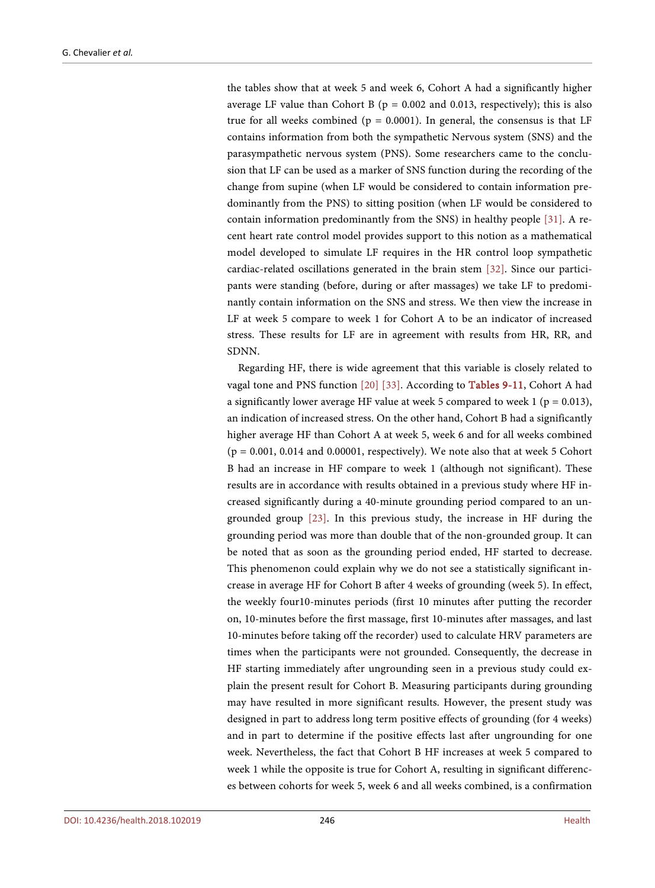the tables show that at week 5 and week 6, Cohort A had a significantly higher average LF value than Cohort B ($p = 0.002$ and $0.013$, respectively); this is also true for all weeks combined ($p = 0.0001$). In general, the consensus is that LF contains information from both the sympathetic Nervous system (SNS) and the parasympathetic nervous system (PNS). Some researchers came to the conclusion that LF can be used as a marker of SNS function during the recording of the change from supine (when LF would be considered to contain information predominantly from the PNS) to sitting position (when LF would be considered to contain information predominantly from the SNS) in healthy people [31]. A recent heart rate control model provides support to this notion as a mathematical model developed to simulate LF requires in the HR control loop sympathetic cardiac-related oscillations generated in the brain stem [32]. Since our participants were standing (before, during or after massages) we take LF to predominantly contain information on the SNS and stress. We then view the increase in LF at week 5 compare to week 1 for Cohort A to be an indicator of increased stress. These results for LF are in agreement with results from HR, RR, and SDNN.

Regarding HF, there is wide agreement that this variable is closely related to vagal tone and PNS function [20] [33]. According to Tables 9-11, Cohort A had a significantly lower average HF value at week 5 compared to week 1 ($p = 0.013$), an indication of increased stress. On the other hand, Cohort B had a significantly higher average HF than Cohort A at week 5, week 6 and for all weeks combined ($p = 0.001$, $0.014$ and $0.00001$, respectively). We note also that at week 5 Cohort B had an increase in HF compare to week 1 (although not significant). These results are in accordance with results obtained in a previous study where HF increased significantly during a 40-minute grounding period compared to an ungrounded group [23]. In this previous study, the increase in HF during the grounding period was more than double that of the non-grounded group. It can be noted that as soon as the grounding period ended, HF started to decrease. This phenomenon could explain why we do not see a statistically significant increase in average HF for Cohort B after 4 weeks of grounding (week 5). In effect, the weekly four10-minutes periods (first 10 minutes after putting the recorder on, 10-minutes before the first massage, first 10-minutes after massages, and last 10-minutes before taking off the recorder) used to calculate HRV parameters are times when the participants were not grounded. Consequently, the decrease in HF starting immediately after ungrounding seen in a previous study could explain the present result for Cohort B. Measuring participants during grounding may have resulted in more significant results. However, the present study was designed in part to address long term positive effects of grounding (for 4 weeks) and in part to determine if the positive effects last after ungrounding for one week. Nevertheless, the fact that Cohort B HF increases at week 5 compared to week 1 while the opposite is true for Cohort A, resulting in significant differences between cohorts for week 5, week 6 and all weeks combined, is a confirmation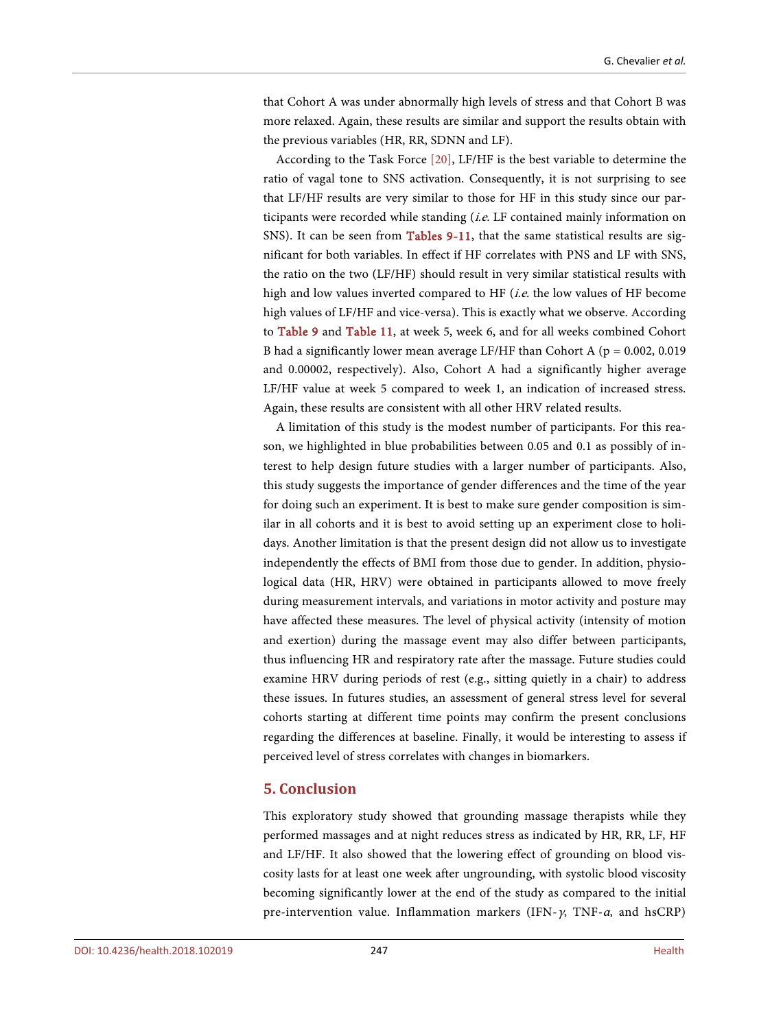that Cohort A was under abnormally high levels of stress and that Cohort B was more relaxed. Again, these results are similar and support the results obtain with the previous variables (HR, RR, SDNN and LF).

According to the Task Force [20], LF/HF is the best variable to determine the ratio of vagal tone to SNS activation. Consequently, it is not surprising to see that LF/HF results are very similar to those for HF in this study since our participants were recorded while standing (*i.e.* LF contained mainly information on SNS). It can be seen from Tables 9-11, that the same statistical results are significant for both variables. In effect if HF correlates with PNS and LF with SNS, the ratio on the two (LF/HF) should result in very similar statistical results with high and low values inverted compared to HF (*i.e.* the low values of HF become high values of LF/HF and vice-versa). This is exactly what we observe. According to Table 9 and Table 11, at week 5, week 6, and for all weeks combined Cohort B had a significantly lower mean average LF/HF than Cohort A ($p = 0.002$, 0.019 and 0.00002, respectively). Also, Cohort A had a significantly higher average LF/HF value at week 5 compared to week 1, an indication of increased stress. Again, these results are consistent with all other HRV related results.

A limitation of this study is the modest number of participants. For this reason, we highlighted in blue probabilities between 0.05 and 0.1 as possibly of interest to help design future studies with a larger number of participants. Also, this study suggests the importance of gender differences and the time of the year for doing such an experiment. It is best to make sure gender composition is similar in all cohorts and it is best to avoid setting up an experiment close to holidays. Another limitation is that the present design did not allow us to investigate independently the effects of BMI from those due to gender. In addition, physiological data (HR, HRV) were obtained in participants allowed to move freely during measurement intervals, and variations in motor activity and posture may have affected these measures. The level of physical activity (intensity of motion and exertion) during the massage event may also differ between participants, thus influencing HR and respiratory rate after the massage. Future studies could examine HRV during periods of rest (e.g., sitting quietly in a chair) to address these issues. In futures studies, an assessment of general stress level for several cohorts starting at different time points may confirm the present conclusions regarding the differences at baseline. Finally, it would be interesting to assess if perceived level of stress correlates with changes in biomarkers.

## 5. Conclusion

This exploratory study showed that grounding massage therapists while they performed massages and at night reduces stress as indicated by HR, RR, LF, HF and LF/HF. It also showed that the lowering effect of grounding on blood viscosity lasts for at least one week after ungrounding, with systolic blood viscosity becoming significantly lower at the end of the study as compared to the initial pre-intervention value. Inflammation markers (IFN-$\gamma$, TNF-$\alpha$, and hsCRP)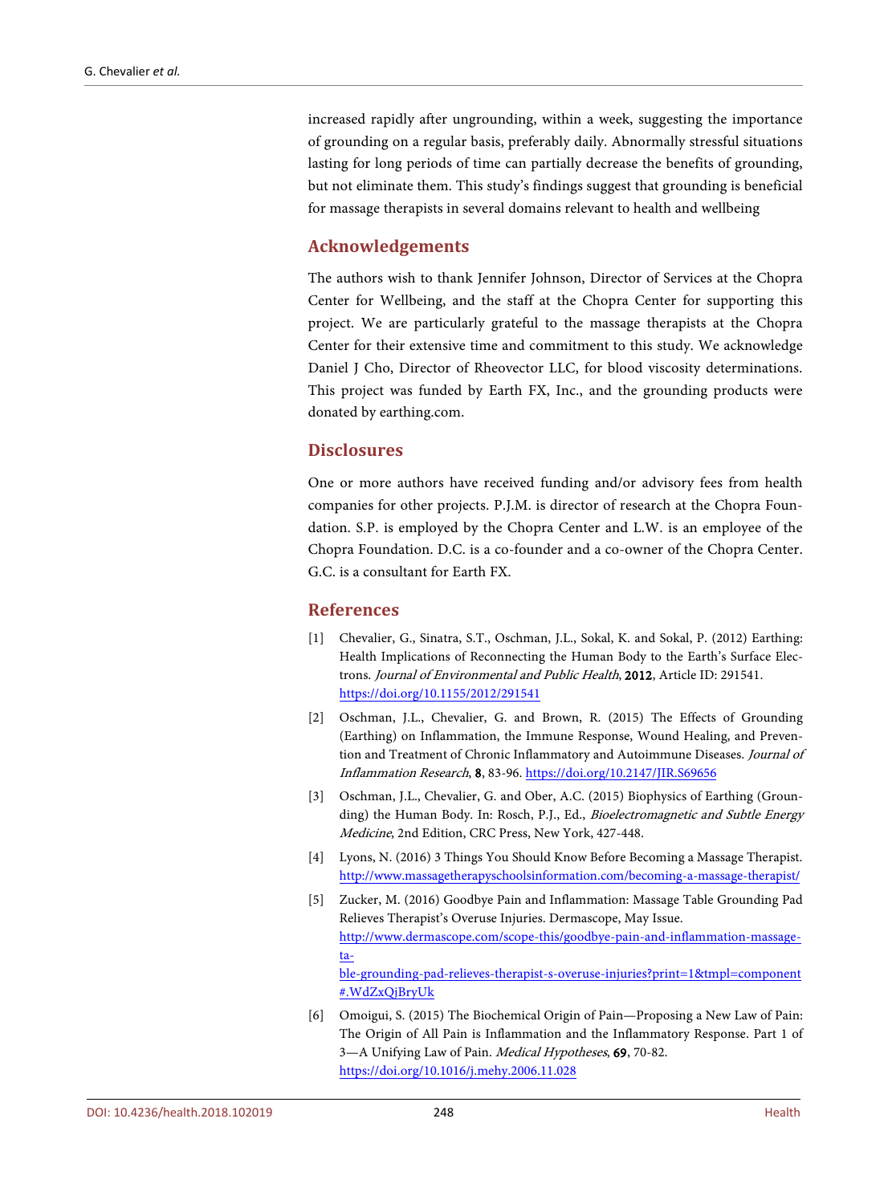increased rapidly after ungrounding, within a week, suggesting the importance of grounding on a regular basis, preferably daily. Abnormally stressful situations lasting for long periods of time can partially decrease the benefits of grounding, but not eliminate them. This study's findings suggest that grounding is beneficial for massage therapists in several domains relevant to health and wellbeing

## Acknowledgements

The authors wish to thank Jennifer Johnson, Director of Services at the Chopra Center for Wellbeing, and the staff at the Chopra Center for supporting this project. We are particularly grateful to the massage therapists at the Chopra Center for their extensive time and commitment to this study. We acknowledge Daniel J Cho, Director of Rheovector LLC, for blood viscosity determinations. This project was funded by Earth FX, Inc., and the grounding products were donated by earthing.com.

## Disclosures

One or more authors have received funding and/or advisory fees from health companies for other projects. P.J.M. is director of research at the Chopra Foundation. S.P. is employed by the Chopra Center and L.W. is an employee of the Chopra Foundation. D.C. is a co-founder and a co-owner of the Chopra Center. G.C. is a consultant for Earth FX.

## References

[1] Chevalier, G., Sinatra, S.T., Oschman, J.L., Sokal, K. and Sokal, P. (2012) Earthing: Health Implications of Reconnecting the Human Body to the Earth's Surface Electrons. *Journal of Environmental and Public Health*, **2012**, Article ID: 291541. https://doi.org/10.1155/2012/291541

[2] Oschman, J.L., Chevalier, G. and Brown, R. (2015) The Effects of Grounding (Earthing) on Inflammation, the Immune Response, Wound Healing, and Prevention and Treatment of Chronic Inflammatory and Autoimmune Diseases. *Journal of Inflammation Research*, **8**, 83-96. https://doi.org/10.2147/JIR.S69656

[3] Oschman, J.L., Chevalier, G. and Ober, A.C. (2015) Biophysics of Earthing (Grounding) the Human Body. In: Rosch, P.J., Ed., *Bioelectromagnetic and Subtle Energy Medicine*, 2nd Edition, CRC Press, New York, 427-448.

[4] Lyons, N. (2016) 3 Things You Should Know Before Becoming a Massage Therapist. http://www.massagetherapyschoolsinformation.com/becoming-a-massage-therapist/

[5] Zucker, M. (2016) Goodbye Pain and Inflammation: Massage Table Grounding Pad Relieves Therapist's Overuse Injuries. Dermascope, May Issue. http://www.dermascope.com/scope-this/goodbye-pain-and-inflammation-massage-table-grounding-pad-relieves-therapist-s-overuse-injuries?print=1&tmpl=component#.WdZxQjBryUk

[6] Omoigui, S. (2015) The Biochemical Origin of Pain—Proposing a New Law of Pain: The Origin of All Pain is Inflammation and the Inflammatory Response. Part 1 of 3—A Unifying Law of Pain. *Medical Hypotheses*, **69**, 70-82. https://doi.org/10.1016/j.mehy.2006.11.028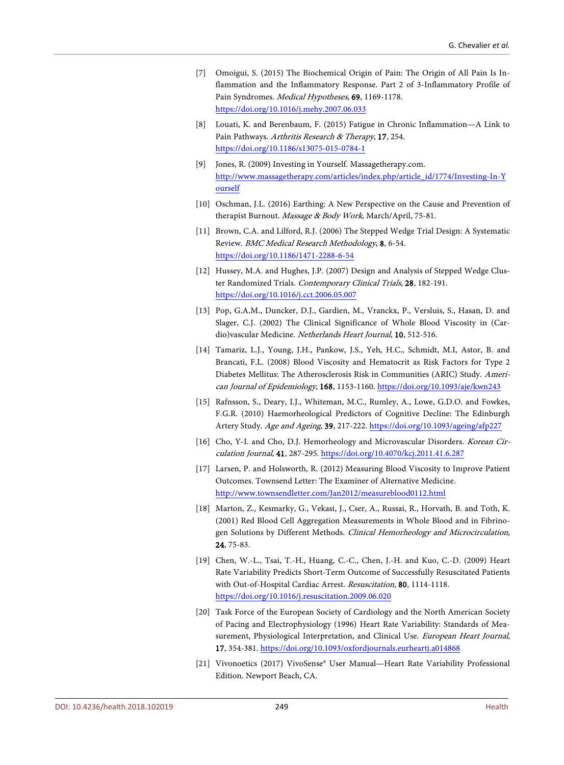[7] Omoigui, S. (2015) The Biochemical Origin of Pain: The Origin of All Pain Is Inflammation and the Inflammatory Response. Part 2 of 3-Inflammatory Profile of Pain Syndromes. *Medical Hypotheses*, **69**, 1169-1178. https://doi.org/10.1016/j.mehy.2007.06.033

[8] Louati, K. and Berenbaum, F. (2015) Fatigue in Chronic Inflammation—A Link to Pain Pathways. *Arthritis Research & Therapy*, **17**, 254. https://doi.org/10.1186/s13075-015-0784-1

[9] Jones, R. (2009) Investing in Yourself. Massagetherapy.com. http://www.massagetherapy.com/articles/index.php/article_id/1774/Investing-In-Yourself

[10] Oschman, J.L. (2016) Earthing: A New Perspective on the Cause and Prevention of therapist Burnout. *Massage & Body Work*, March/April, 75-81.

[11] Brown, C.A. and Lilford, R.J. (2006) The Stepped Wedge Trial Design: A Systematic Review. *BMC Medical Research Methodology*, **8**, 6-54. https://doi.org/10.1186/1471-2288-6-54

[12] Hussey, M.A. and Hughes, J.P. (2007) Design and Analysis of Stepped Wedge Cluster Randomized Trials. *Contemporary Clinical Trials*, **28**, 182-191. https://doi.org/10.1016/j.cct.2006.05.007

[13] Pop, G.A.M., Duncker, D.J., Gardien, M., Vranckx, P., Versluis, S., Hasan, D. and Slager, C.J. (2002) The Clinical Significance of Whole Blood Viscosity in (Cardio)vascular Medicine. *Netherlands Heart Journal*, **10**, 512-516.

[14] Tamariz, L.J., Young, J.H., Pankow, J.S., Yeh, H.C., Schmidt, M.I, Astor, B. and Brancati, F.L. (2008) Blood Viscosity and Hematocrit as Risk Factors for Type 2 Diabetes Mellitus: The Atherosclerosis Risk in Communities (ARIC) Study. *American Journal of Epidemiology*, **168**, 1153-1160. https://doi.org/10.1093/aje/kwn243

[15] Rafnsson, S., Deary, I.J., Whiteman, M.C., Rumley, A., Lowe, G.D.O. and Fowkes, F.G.R. (2010) Haemorheological Predictors of Cognitive Decline: The Edinburgh Artery Study. *Age and Ageing*, **39**, 217-222. https://doi.org/10.1093/ageing/afp227

[16] Cho, Y-I. and Cho, D.J. Hemorheology and Microvascular Disorders. *Korean Circulation Journal*, **41**, 287-295. https://doi.org/10.4070/kcj.2011.41.6.287

[17] Larsen, P. and Holsworth, R. (2012) Measuring Blood Viscosity to Improve Patient Outcomes. Townsend Letter: The Examiner of Alternative Medicine. http://www.townsendletter.com/Jan2012/measureblood0112.html

[18] Marton, Z., Kesmarky, G., Vekasi, J., Cser, A., Russai, R., Horvath, B. and Toth, K. (2001) Red Blood Cell Aggregation Measurements in Whole Blood and in Fibrinogen Solutions by Different Methods. *Clinical Hemorheology and Microcirculation*, **24**, 75-83.

[19] Chen, W.-L., Tsai, T.-H., Huang, C.-C., Chen, J.-H. and Kuo, C.-D. (2009) Heart Rate Variability Predicts Short-Term Outcome of Successfully Resuscitated Patients with Out-of-Hospital Cardiac Arrest. *Resuscitation*, **80**, 1114-1118. https://doi.org/10.1016/j.resuscitation.2009.06.020

[20] Task Force of the European Society of Cardiology and the North American Society of Pacing and Electrophysiology (1996) Heart Rate Variability: Standards of Measurement, Physiological Interpretation, and Clinical Use. *European Heart Journal*, **17**, 354-381. https://doi.org/10.1093/oxfordjournals.eurheartj.a014868

[21] Vivonoetics (2017) VivoSense® User Manual—Heart Rate Variability Professional Edition. Newport Beach, CA.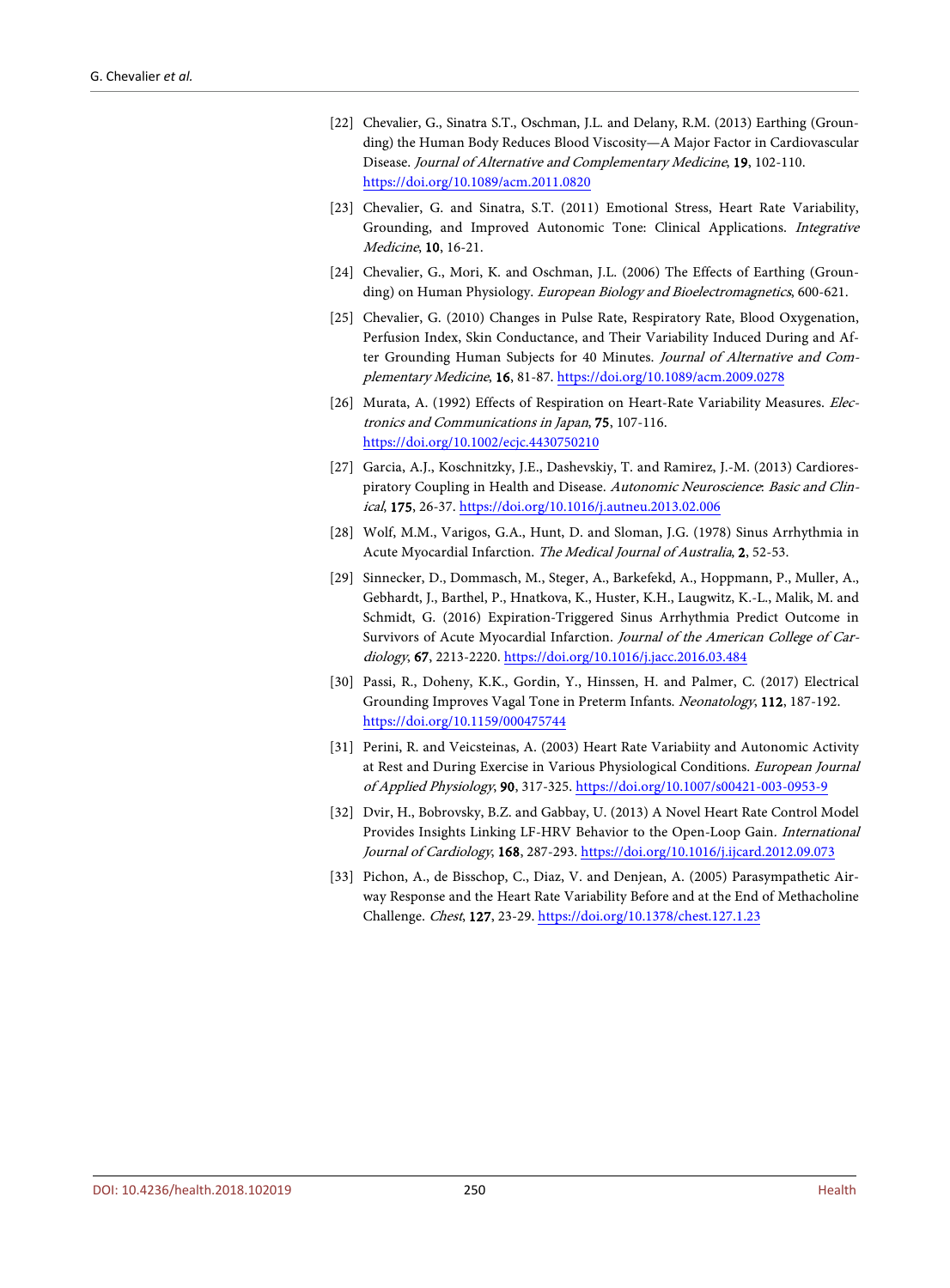[22] Chevalier, G., Sinatra S.T., Oschman, J.L. and Delany, R.M. (2013) Earthing (Grounding) the Human Body Reduces Blood Viscosity—A Major Factor in Cardiovascular Disease. *Journal of Alternative and Complementary Medicine*, **19**, 102-110. https://doi.org/10.1089/acm.2011.0820

[23] Chevalier, G. and Sinatra, S.T. (2011) Emotional Stress, Heart Rate Variability, Grounding, and Improved Autonomic Tone: Clinical Applications. *Integrative Medicine*, **10**, 16-21.

[24] Chevalier, G., Mori, K. and Oschman, J.L. (2006) The Effects of Earthing (Grounding) on Human Physiology. *European Biology and Bioelectromagnetics*, 600-621.

[25] Chevalier, G. (2010) Changes in Pulse Rate, Respiratory Rate, Blood Oxygenation, Perfusion Index, Skin Conductance, and Their Variability Induced During and After Grounding Human Subjects for 40 Minutes. *Journal of Alternative and Complementary Medicine*, **16**, 81-87. https://doi.org/10.1089/acm.2009.0278

[26] Murata, A. (1992) Effects of Respiration on Heart-Rate Variability Measures. *Electronics and Communications in Japan*, **75**, 107-116. https://doi.org/10.1002/ecjc.4430750210

[27] Garcia, A.J., Koschnitzky, J.E., Dashevskiy, T. and Ramirez, J.-M. (2013) Cardiorespiratory Coupling in Health and Disease. *Autonomic Neuroscience*: *Basic and Clinical*, **175**, 26-37. https://doi.org/10.1016/j.autneu.2013.02.006

[28] Wolf, M.M., Varigos, G.A., Hunt, D. and Sloman, J.G. (1978) Sinus Arrhythmia in Acute Myocardial Infarction. *The Medical Journal of Australia*, **2**, 52-53.

[29] Sinnecker, D., Dommasch, M., Steger, A., Barkefekd, A., Hoppmann, P., Muller, A., Gebhardt, J., Barthel, P., Hnatkova, K., Huster, K.H., Laugwitz, K.-L., Malik, M. and Schmidt, G. (2016) Expiration-Triggered Sinus Arrhythmia Predict Outcome in Survivors of Acute Myocardial Infarction. *Journal of the American College of Cardiology*, **67**, 2213-2220. https://doi.org/10.1016/j.jacc.2016.03.484

[30] Passi, R., Doheny, K.K., Gordin, Y., Hinssen, H. and Palmer, C. (2017) Electrical Grounding Improves Vagal Tone in Preterm Infants. *Neonatology*, **112**, 187-192. https://doi.org/10.1159/000475744

[31] Perini, R. and Veicsteinas, A. (2003) Heart Rate Variabiity and Autonomic Activity at Rest and During Exercise in Various Physiological Conditions. *European Journal of Applied Physiology*, **90**, 317-325. https://doi.org/10.1007/s00421-003-0953-9

[32] Dvir, H., Bobrovsky, B.Z. and Gabbay, U. (2013) A Novel Heart Rate Control Model Provides Insights Linking LF-HRV Behavior to the Open-Loop Gain. *International Journal of Cardiology*, **168**, 287-293. https://doi.org/10.1016/j.ijcard.2012.09.073

[33] Pichon, A., de Bisschop, C., Diaz, V. and Denjean, A. (2005) Parasympathetic Airway Response and the Heart Rate Variability Before and at the End of Methacholine Challenge. *Chest*, **127**, 23-29. https://doi.org/10.1378/chest.127.1.23